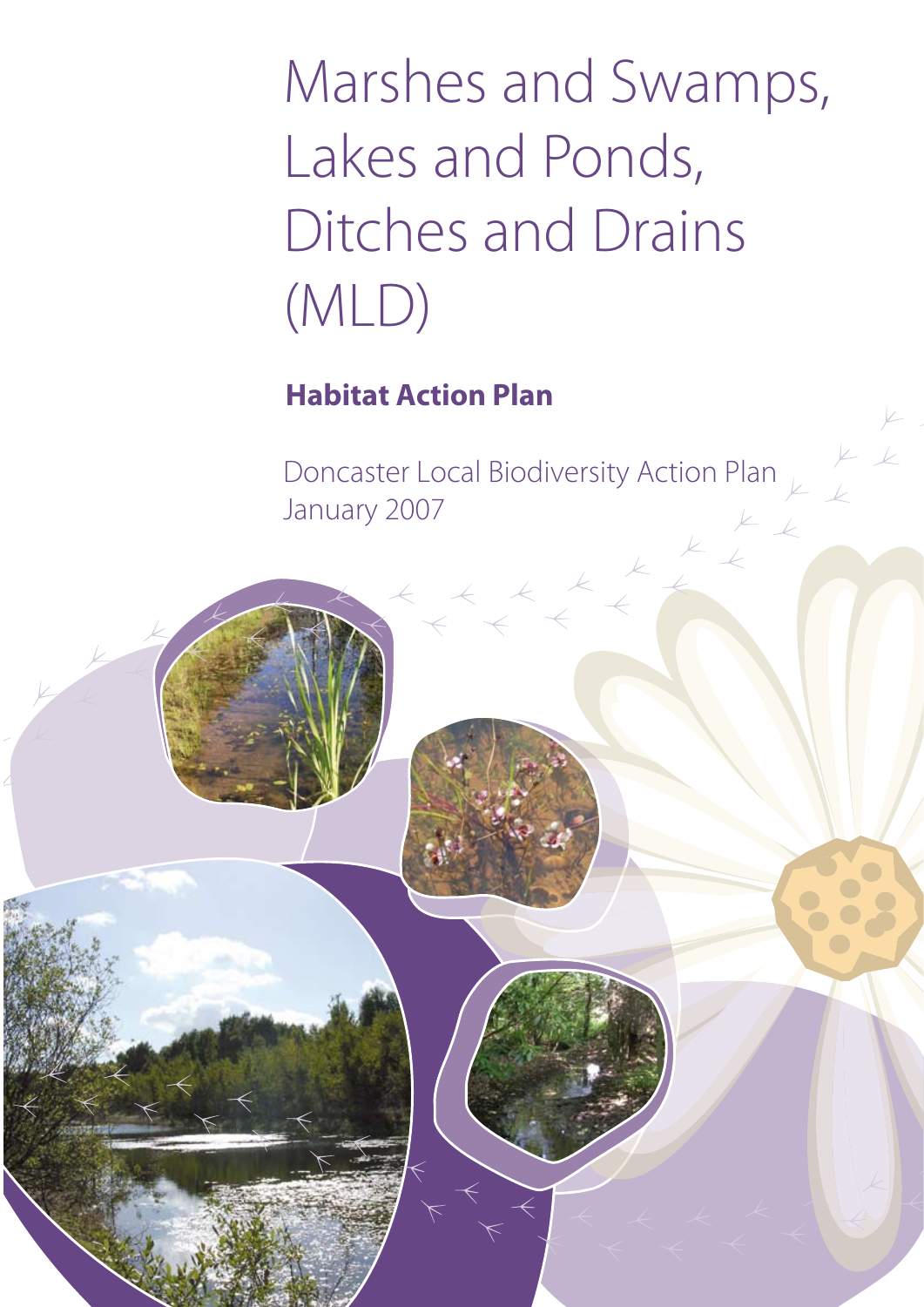# Marshes and Swamps, Lakes and Ponds, Ditches and Drains (MLD)

**Habitat Action Plan**

Doncaster Local Biodiversity Action Plan
January 2007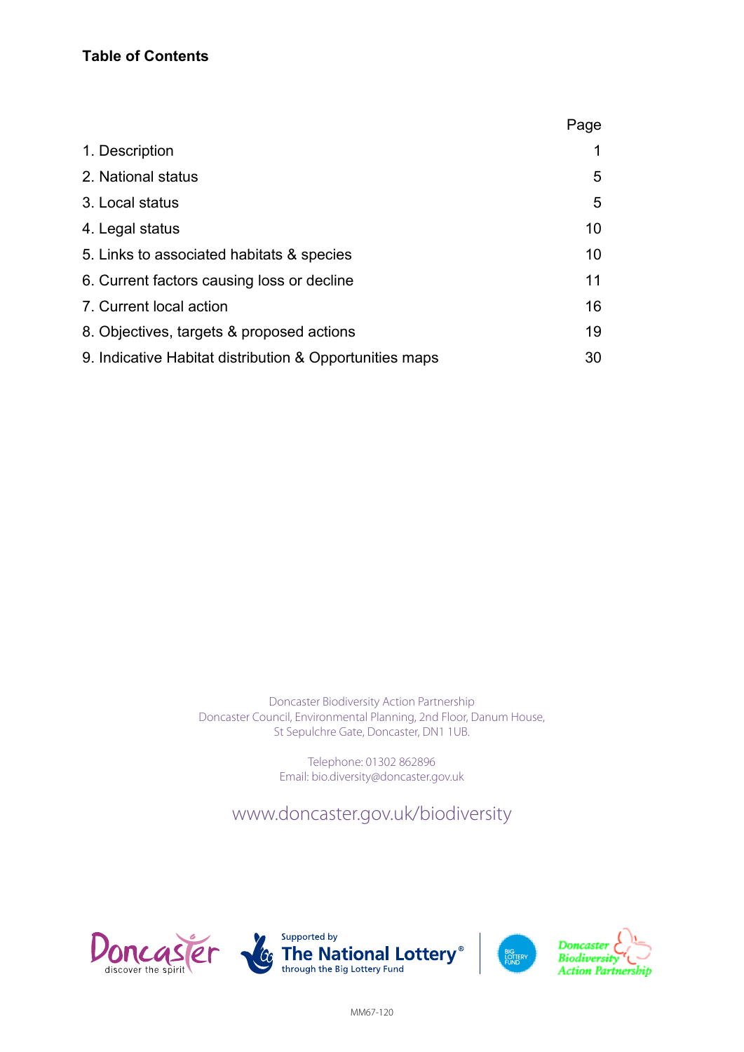### Table of Contents

| | Page |
|---|---|
| 1. Description | 1 |
| 2. National status | 5 |
| 3. Local status | 5 |
| 4. Legal status | 10 |
| 5. Links to associated habitats & species | 10 |
| 6. Current factors causing loss or decline | 11 |
| 7. Current local action | 16 |
| 8. Objectives, targets & proposed actions | 19 |
| 9. Indicative Habitat distribution & Opportunities maps | 30 |

Doncaster Biodiversity Action Partnership
Doncaster Council, Environmental Planning, 2nd Floor, Danum House,
St Sepulchre Gate, Doncaster, DN1 1UB.

Telephone: 01302 862896
Email: bio.diversity@doncaster.gov.uk

www.doncaster.gov.uk/biodiversity

Doncaster discover the spirit

Supported by The National Lottery® through the Big Lottery Fund

Big Lottery Fund

Doncaster Biodiversity Action Partnership

MM67-120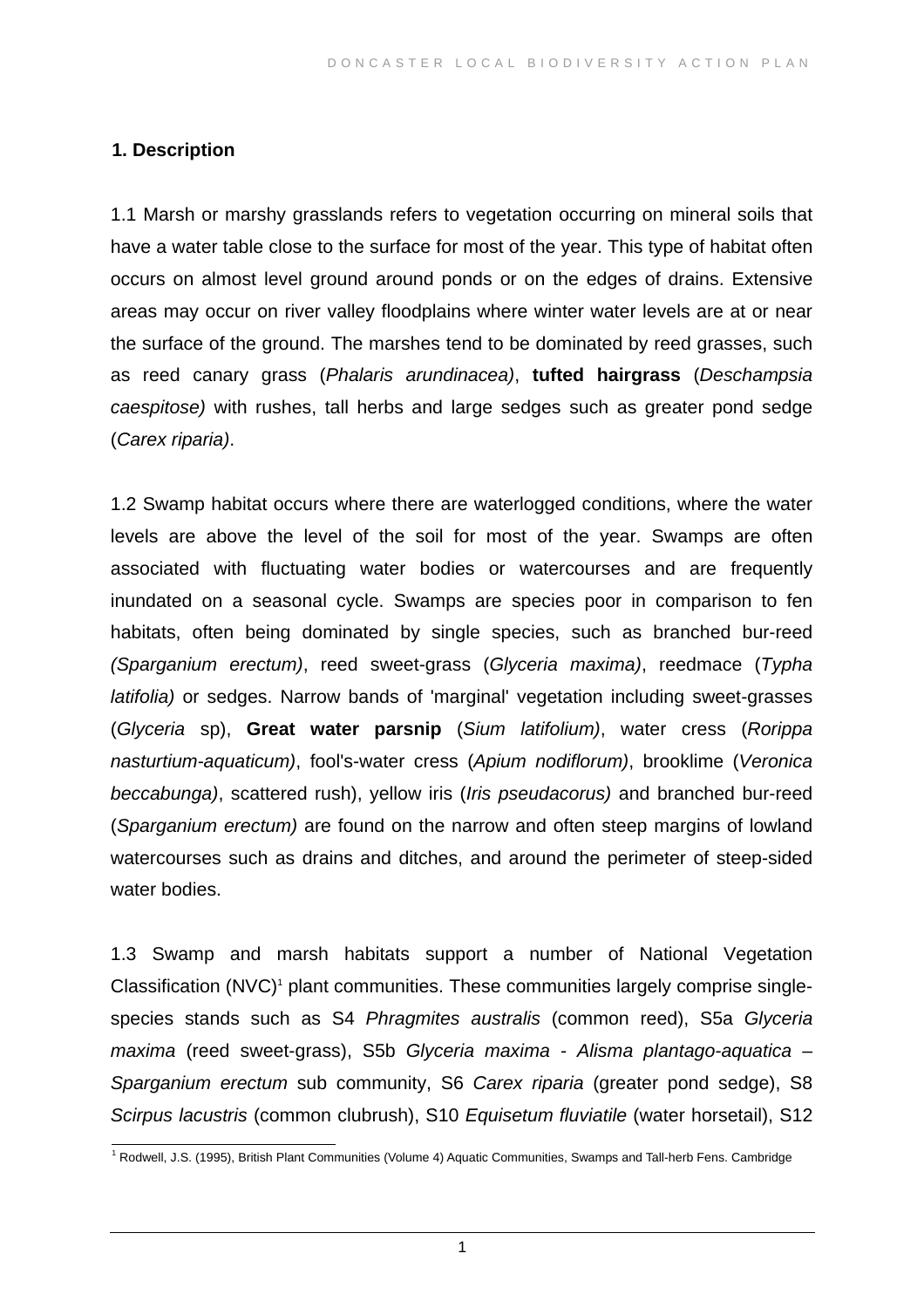## 1. Description

1.1 Marsh or marshy grasslands refers to vegetation occurring on mineral soils that have a water table close to the surface for most of the year. This type of habitat often occurs on almost level ground around ponds or on the edges of drains. Extensive areas may occur on river valley floodplains where winter water levels are at or near the surface of the ground. The marshes tend to be dominated by reed grasses, such as reed canary grass (*Phalaris arundinacea)*, **tufted hairgrass** (*Deschampsia caespitose)* with rushes, tall herbs and large sedges such as greater pond sedge (*Carex riparia)*.

1.2 Swamp habitat occurs where there are waterlogged conditions, where the water levels are above the level of the soil for most of the year. Swamps are often associated with fluctuating water bodies or watercourses and are frequently inundated on a seasonal cycle. Swamps are species poor in comparison to fen habitats, often being dominated by single species, such as branched bur-reed *(Sparganium erectum)*, reed sweet-grass (*Glyceria maxima)*, reedmace (*Typha latifolia)* or sedges. Narrow bands of 'marginal' vegetation including sweet-grasses (*Glyceria* sp), **Great water parsnip** (*Sium latifolium)*, water cress (*Rorippa nasturtium-aquaticum)*, fool's-water cress (*Apium nodiflorum)*, brooklime (*Veronica beccabunga)*, scattered rush), yellow iris (*Iris pseudacorus)* and branched bur-reed (*Sparganium erectum)* are found on the narrow and often steep margins of lowland watercourses such as drains and ditches, and around the perimeter of steep-sided water bodies.

1.3 Swamp and marsh habitats support a number of National Vegetation Classification (NVC)[1] plant communities. These communities largely comprise single-species stands such as S4 *Phragmites australis* (common reed), S5a *Glyceria maxima* (reed sweet-grass), S5b *Glyceria maxima - Alisma plantago-aquatica – Sparganium erectum* sub community, S6 *Carex riparia* (greater pond sedge), S8 *Scirpus lacustris* (common clubrush), S10 *Equisetum fluviatile* (water horsetail), S12

[1] Rodwell, J.S. (1995), British Plant Communities (Volume 4) Aquatic Communities, Swamps and Tall-herb Fens. Cambridge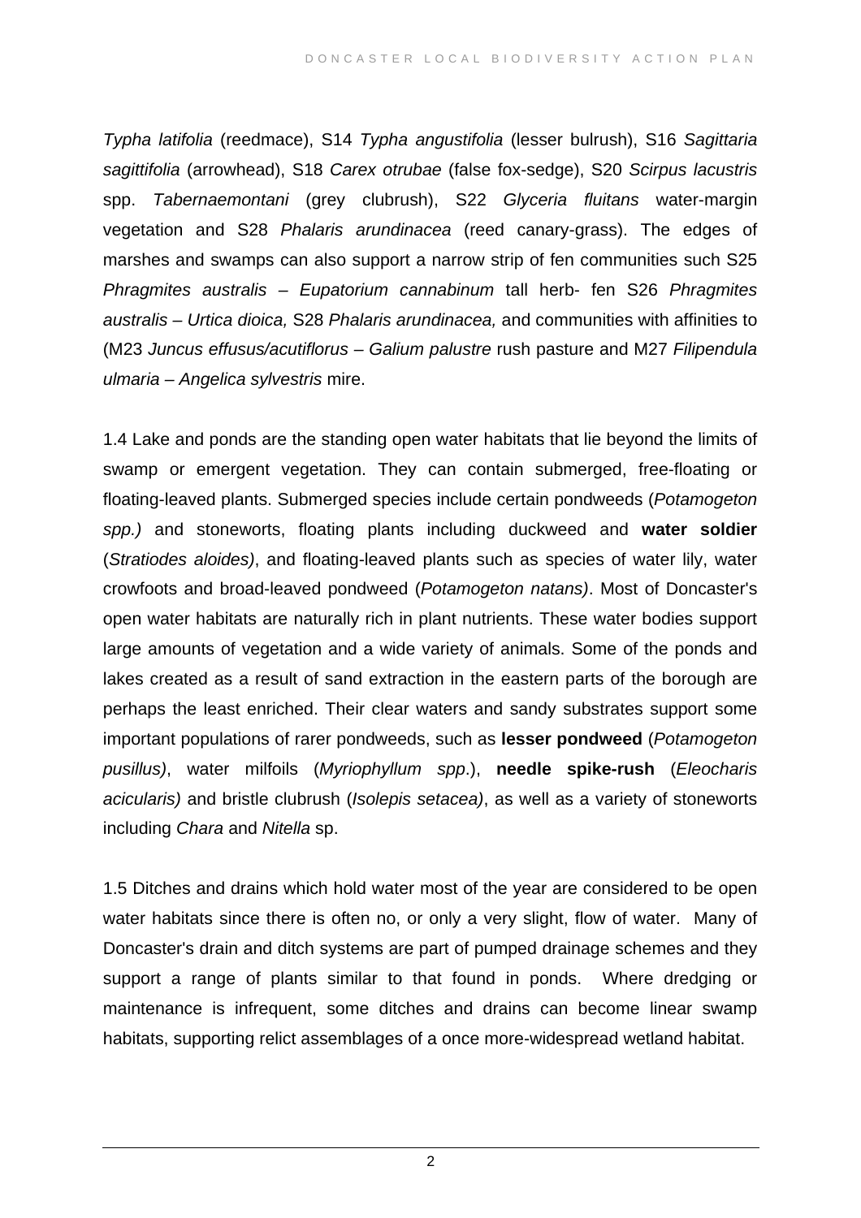*Typha latifolia* (reedmace), S14 *Typha angustifolia* (lesser bulrush), S16 *Sagittaria sagittifolia* (arrowhead), S18 *Carex otrubae* (false fox-sedge), S20 *Scirpus lacustris* spp. *Tabernaemontani* (grey clubrush), S22 *Glyceria fluitans* water-margin vegetation and S28 *Phalaris arundinacea* (reed canary-grass). The edges of marshes and swamps can also support a narrow strip of fen communities such S25 *Phragmites australis – Eupatorium cannabinum* tall herb- fen S26 *Phragmites australis – Urtica dioica,* S28 *Phalaris arundinacea,* and communities with affinities to (M23 *Juncus effusus/acutiflorus – Galium palustre* rush pasture and M27 *Filipendula ulmaria – Angelica sylvestris* mire.

1.4 Lake and ponds are the standing open water habitats that lie beyond the limits of swamp or emergent vegetation. They can contain submerged, free-floating or floating-leaved plants. Submerged species include certain pondweeds (*Potamogeton spp.)* and stoneworts, floating plants including duckweed and **water soldier** (*Stratiodes aloides)*, and floating-leaved plants such as species of water lily, water crowfoots and broad-leaved pondweed (*Potamogeton natans)*. Most of Doncaster's open water habitats are naturally rich in plant nutrients. These water bodies support large amounts of vegetation and a wide variety of animals. Some of the ponds and lakes created as a result of sand extraction in the eastern parts of the borough are perhaps the least enriched. Their clear waters and sandy substrates support some important populations of rarer pondweeds, such as **lesser pondweed** (*Potamogeton pusillus)*, water milfoils (*Myriophyllum spp*.), **needle spike-rush** (*Eleocharis acicularis)* and bristle clubrush (*Isolepis setacea)*, as well as a variety of stoneworts including *Chara* and *Nitella* sp.

1.5 Ditches and drains which hold water most of the year are considered to be open water habitats since there is often no, or only a very slight, flow of water. Many of Doncaster's drain and ditch systems are part of pumped drainage schemes and they support a range of plants similar to that found in ponds. Where dredging or maintenance is infrequent, some ditches and drains can become linear swamp habitats, supporting relict assemblages of a once more-widespread wetland habitat.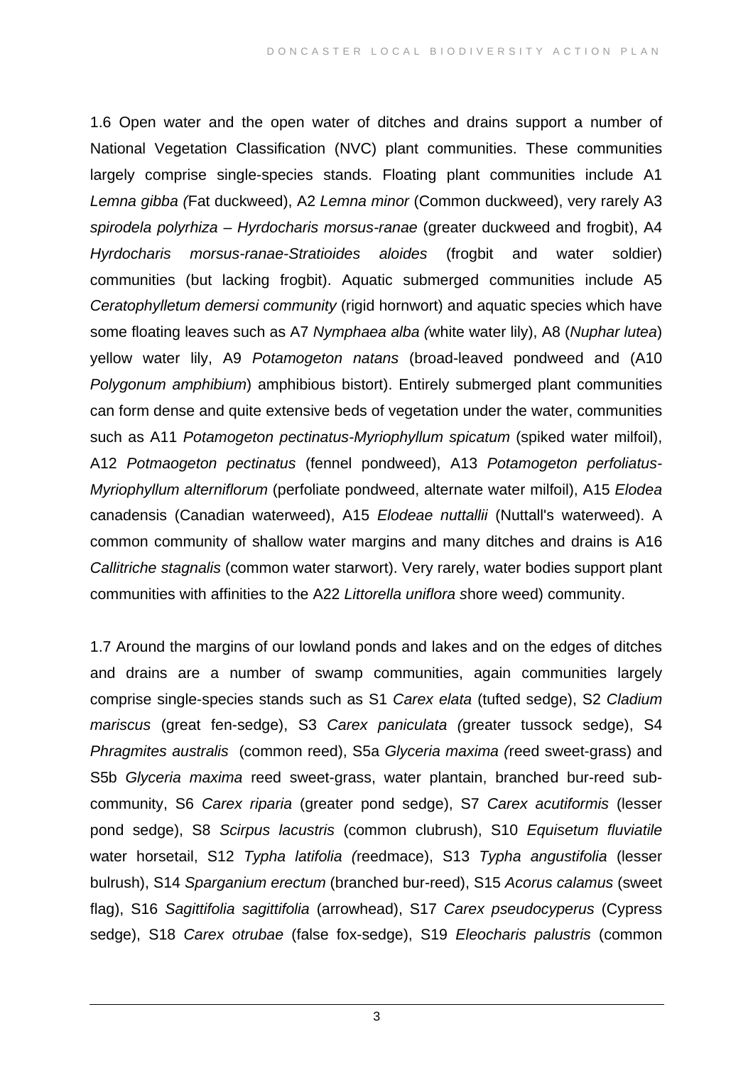1.6 Open water and the open water of ditches and drains support a number of National Vegetation Classification (NVC) plant communities. These communities largely comprise single-species stands. Floating plant communities include A1 *Lemna gibba (*Fat duckweed), A2 *Lemna minor* (Common duckweed), very rarely A3 *spirodela polyrhiza – Hyrdocharis morsus-ranae* (greater duckweed and frogbit), A4 *Hyrdocharis morsus-ranae-Stratioides aloides* (frogbit and water soldier) communities (but lacking frogbit). Aquatic submerged communities include A5 *Ceratophylletum demersi community* (rigid hornwort) and aquatic species which have some floating leaves such as A7 *Nymphaea alba (*white water lily), A8 (*Nuphar lutea*) yellow water lily, A9 *Potamogeton natans* (broad-leaved pondweed and (A10 *Polygonum amphibium*) amphibious bistort). Entirely submerged plant communities can form dense and quite extensive beds of vegetation under the water, communities such as A11 *Potamogeton pectinatus-Myriophyllum spicatum* (spiked water milfoil), A12 *Potmaogeton pectinatus* (fennel pondweed), A13 *Potamogeton perfoliatus-Myriophyllum alterniflorum* (perfoliate pondweed, alternate water milfoil), A15 *Elodea* canadensis (Canadian waterweed), A15 *Elodeae nuttallii* (Nuttall's waterweed). A common community of shallow water margins and many ditches and drains is A16 *Callitriche stagnalis* (common water starwort). Very rarely, water bodies support plant communities with affinities to the A22 *Littorella uniflora s*hore weed) community.

1.7 Around the margins of our lowland ponds and lakes and on the edges of ditches and drains are a number of swamp communities, again communities largely comprise single-species stands such as S1 *Carex elata* (tufted sedge), S2 *Cladium mariscus* (great fen-sedge), S3 *Carex paniculata (*greater tussock sedge), S4 *Phragmites australis* (common reed), S5a *Glyceria maxima (*reed sweet-grass) and S5b *Glyceria maxima* reed sweet-grass, water plantain, branched bur-reed sub-community, S6 *Carex riparia* (greater pond sedge), S7 *Carex acutiformis* (lesser pond sedge), S8 *Scirpus lacustris* (common clubrush), S10 *Equisetum fluviatile* water horsetail, S12 *Typha latifolia (*reedmace), S13 *Typha angustifolia* (lesser bulrush), S14 *Sparganium erectum* (branched bur-reed), S15 *Acorus calamus* (sweet flag), S16 *Sagittifolia sagittifolia* (arrowhead), S17 *Carex pseudocyperus* (Cypress sedge), S18 *Carex otrubae* (false fox-sedge), S19 *Eleocharis palustris* (common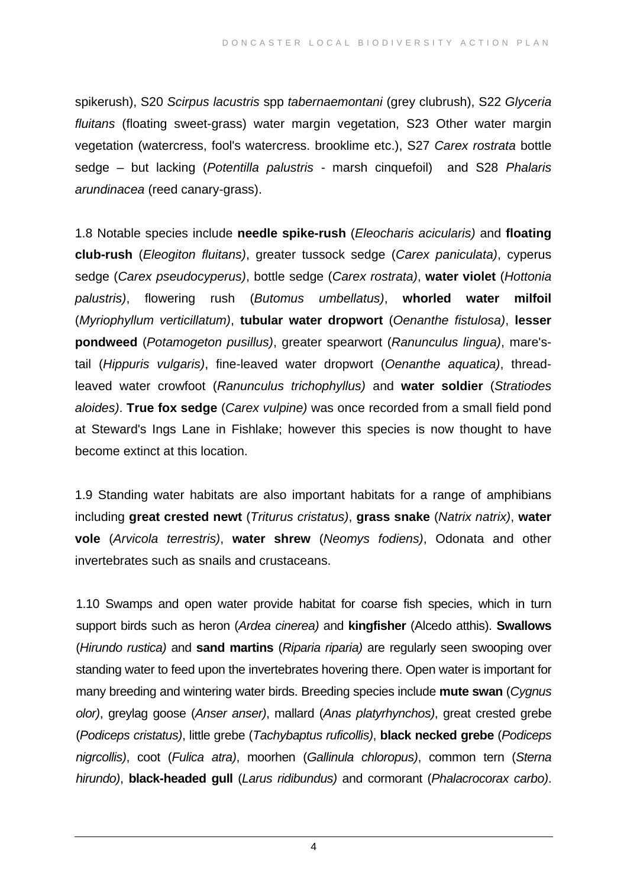spikerush), S20 *Scirpus lacustris* spp *tabernaemontani* (grey clubrush), S22 *Glyceria fluitans* (floating sweet-grass) water margin vegetation, S23 Other water margin vegetation (watercress, fool's watercress. brooklime etc.), S27 *Carex rostrata* bottle sedge – but lacking (*Potentilla palustris* - marsh cinquefoil) and S28 *Phalaris arundinacea* (reed canary-grass).

1.8 Notable species include **needle spike-rush** (*Eleocharis acicularis)* and **floating club-rush** (*Eleogiton fluitans)*, greater tussock sedge (*Carex paniculata)*, cyperus sedge (*Carex pseudocyperus)*, bottle sedge (*Carex rostrata)*, **water violet** (*Hottonia palustris)*, flowering rush (*Butomus umbellatus)*, **whorled water milfoil** (*Myriophyllum verticillatum)*, **tubular water dropwort** (*Oenanthe fistulosa)*, **lesser pondweed** (*Potamogeton pusillus)*, greater spearwort (*Ranunculus lingua)*, mare's-tail (*Hippuris vulgaris)*, fine-leaved water dropwort (*Oenanthe aquatica)*, thread-leaved water crowfoot (*Ranunculus trichophyllus)* and **water soldier** (*Stratiodes aloides)*. **True fox sedge** (*Carex vulpine)* was once recorded from a small field pond at Steward's Ings Lane in Fishlake; however this species is now thought to have become extinct at this location.

1.9 Standing water habitats are also important habitats for a range of amphibians including **great crested newt** (*Triturus cristatus)*, **grass snake** (*Natrix natrix)*, **water vole** (*Arvicola terrestris)*, **water shrew** (*Neomys fodiens)*, Odonata and other invertebrates such as snails and crustaceans.

1.10 Swamps and open water provide habitat for coarse fish species, which in turn support birds such as heron (*Ardea cinerea)* and **kingfisher** (Alcedo atthis). **Swallows** (*Hirundo rustica)* and **sand martins** (*Riparia riparia)* are regularly seen swooping over standing water to feed upon the invertebrates hovering there. Open water is important for many breeding and wintering water birds. Breeding species include **mute swan** (*Cygnus olor)*, greylag goose (*Anser anser)*, mallard (*Anas platyrhynchos)*, great crested grebe (*Podiceps cristatus)*, little grebe (*Tachybaptus ruficollis)*, **black necked grebe** (*Podiceps nigrcollis)*, coot (*Fulica atra)*, moorhen (*Gallinula chloropus)*, common tern (*Sterna hirundo)*, **black-headed gull** (*Larus ridibundus)* and cormorant (*Phalacrocorax carbo)*.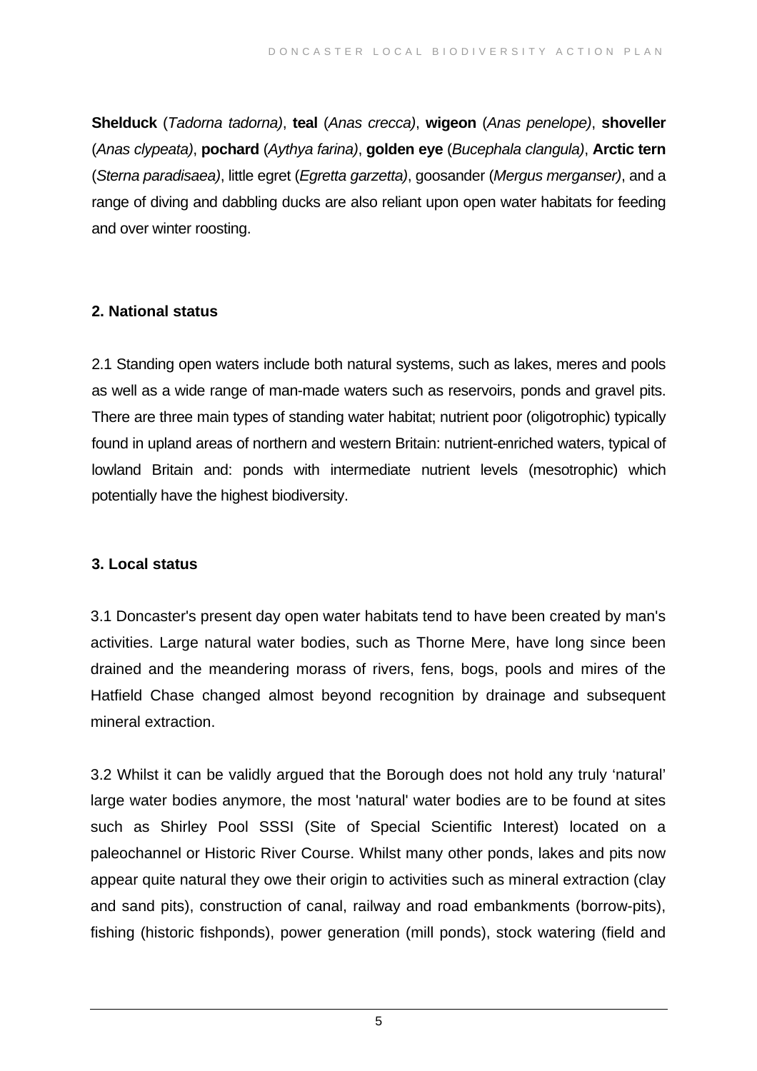**Shelduck** (*Tadorna tadorna)*, **teal** (*Anas crecca)*, **wigeon** (*Anas penelope)*, **shoveller** (*Anas clypeata)*, **pochard** (*Aythya farina)*, **golden eye** (*Bucephala clangula)*, **Arctic tern** (*Sterna paradisaea)*, little egret (*Egretta garzetta)*, goosander (*Mergus merganser)*, and a range of diving and dabbling ducks are also reliant upon open water habitats for feeding and over winter roosting.

## 2. National status

2.1 Standing open waters include both natural systems, such as lakes, meres and pools as well as a wide range of man-made waters such as reservoirs, ponds and gravel pits. There are three main types of standing water habitat; nutrient poor (oligotrophic) typically found in upland areas of northern and western Britain: nutrient-enriched waters, typical of lowland Britain and: ponds with intermediate nutrient levels (mesotrophic) which potentially have the highest biodiversity.

## 3. Local status

3.1 Doncaster's present day open water habitats tend to have been created by man's activities. Large natural water bodies, such as Thorne Mere, have long since been drained and the meandering morass of rivers, fens, bogs, pools and mires of the Hatfield Chase changed almost beyond recognition by drainage and subsequent mineral extraction.

3.2 Whilst it can be validly argued that the Borough does not hold any truly ‘natural’ large water bodies anymore, the most 'natural' water bodies are to be found at sites such as Shirley Pool SSSI (Site of Special Scientific Interest) located on a paleochannel or Historic River Course. Whilst many other ponds, lakes and pits now appear quite natural they owe their origin to activities such as mineral extraction (clay and sand pits), construction of canal, railway and road embankments (borrow-pits), fishing (historic fishponds), power generation (mill ponds), stock watering (field and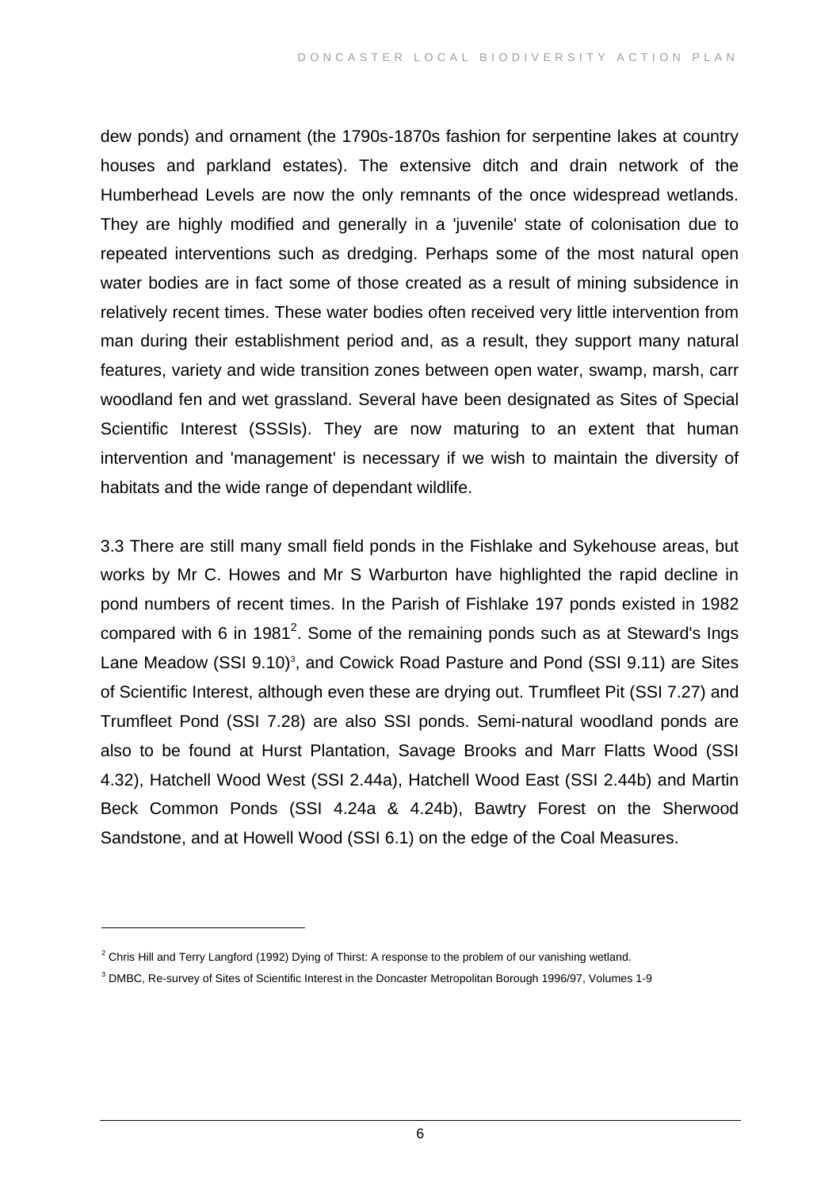dew ponds) and ornament (the 1790s-1870s fashion for serpentine lakes at country houses and parkland estates). The extensive ditch and drain network of the Humberhead Levels are now the only remnants of the once widespread wetlands. They are highly modified and generally in a 'juvenile' state of colonisation due to repeated interventions such as dredging. Perhaps some of the most natural open water bodies are in fact some of those created as a result of mining subsidence in relatively recent times. These water bodies often received very little intervention from man during their establishment period and, as a result, they support many natural features, variety and wide transition zones between open water, swamp, marsh, carr woodland fen and wet grassland. Several have been designated as Sites of Special Scientific Interest (SSSIs). They are now maturing to an extent that human intervention and 'management' is necessary if we wish to maintain the diversity of habitats and the wide range of dependant wildlife.

3.3 There are still many small field ponds in the Fishlake and Sykehouse areas, but works by Mr C. Howes and Mr S Warburton have highlighted the rapid decline in pond numbers of recent times. In the Parish of Fishlake 197 ponds existed in 1982 compared with 6 in 1981[2]. Some of the remaining ponds such as at Steward's Ings Lane Meadow (SSI 9.10)[3], and Cowick Road Pasture and Pond (SSI 9.11) are Sites of Scientific Interest, although even these are drying out. Trumfleet Pit (SSI 7.27) and Trumfleet Pond (SSI 7.28) are also SSI ponds. Semi-natural woodland ponds are also to be found at Hurst Plantation, Savage Brooks and Marr Flatts Wood (SSI 4.32), Hatchell Wood West (SSI 2.44a), Hatchell Wood East (SSI 2.44b) and Martin Beck Common Ponds (SSI 4.24a & 4.24b), Bawtry Forest on the Sherwood Sandstone, and at Howell Wood (SSI 6.1) on the edge of the Coal Measures.

---

[2] Chris Hill and Terry Langford (1992) Dying of Thirst: A response to the problem of our vanishing wetland.

[3] DMBC, Re-survey of Sites of Scientific Interest in the Doncaster Metropolitan Borough 1996/97, Volumes 1-9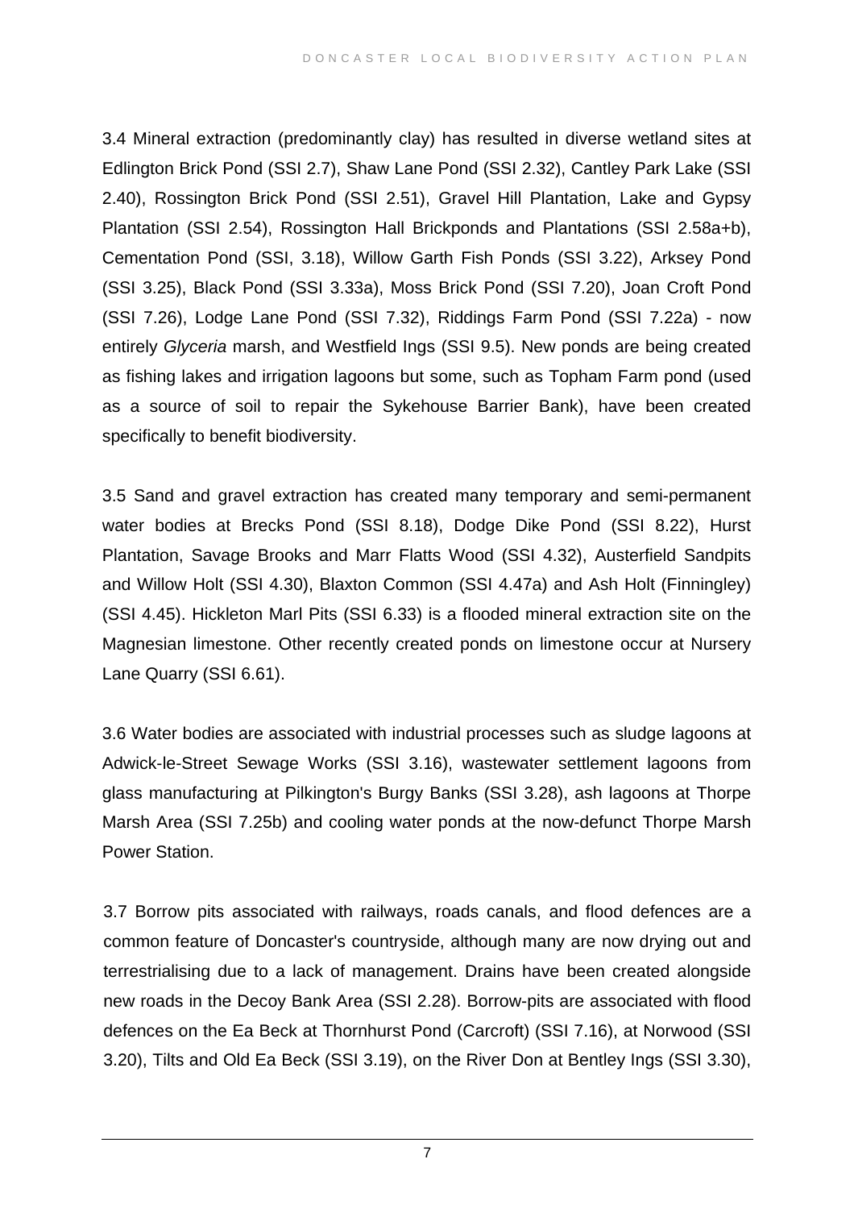3.4 Mineral extraction (predominantly clay) has resulted in diverse wetland sites at Edlington Brick Pond (SSI 2.7), Shaw Lane Pond (SSI 2.32), Cantley Park Lake (SSI 2.40), Rossington Brick Pond (SSI 2.51), Gravel Hill Plantation, Lake and Gypsy Plantation (SSI 2.54), Rossington Hall Brickponds and Plantations (SSI 2.58a+b), Cementation Pond (SSI, 3.18), Willow Garth Fish Ponds (SSI 3.22), Arksey Pond (SSI 3.25), Black Pond (SSI 3.33a), Moss Brick Pond (SSI 7.20), Joan Croft Pond (SSI 7.26), Lodge Lane Pond (SSI 7.32), Riddings Farm Pond (SSI 7.22a) - now entirely *Glyceria* marsh, and Westfield Ings (SSI 9.5). New ponds are being created as fishing lakes and irrigation lagoons but some, such as Topham Farm pond (used as a source of soil to repair the Sykehouse Barrier Bank), have been created specifically to benefit biodiversity.

3.5 Sand and gravel extraction has created many temporary and semi-permanent water bodies at Brecks Pond (SSI 8.18), Dodge Dike Pond (SSI 8.22), Hurst Plantation, Savage Brooks and Marr Flatts Wood (SSI 4.32), Austerfield Sandpits and Willow Holt (SSI 4.30), Blaxton Common (SSI 4.47a) and Ash Holt (Finningley) (SSI 4.45). Hickleton Marl Pits (SSI 6.33) is a flooded mineral extraction site on the Magnesian limestone. Other recently created ponds on limestone occur at Nursery Lane Quarry (SSI 6.61).

3.6 Water bodies are associated with industrial processes such as sludge lagoons at Adwick-le-Street Sewage Works (SSI 3.16), wastewater settlement lagoons from glass manufacturing at Pilkington's Burgy Banks (SSI 3.28), ash lagoons at Thorpe Marsh Area (SSI 7.25b) and cooling water ponds at the now-defunct Thorpe Marsh Power Station.

3.7 Borrow pits associated with railways, roads canals, and flood defences are a common feature of Doncaster's countryside, although many are now drying out and terrestrialising due to a lack of management. Drains have been created alongside new roads in the Decoy Bank Area (SSI 2.28). Borrow-pits are associated with flood defences on the Ea Beck at Thornhurst Pond (Carcroft) (SSI 7.16), at Norwood (SSI 3.20), Tilts and Old Ea Beck (SSI 3.19), on the River Don at Bentley Ings (SSI 3.30),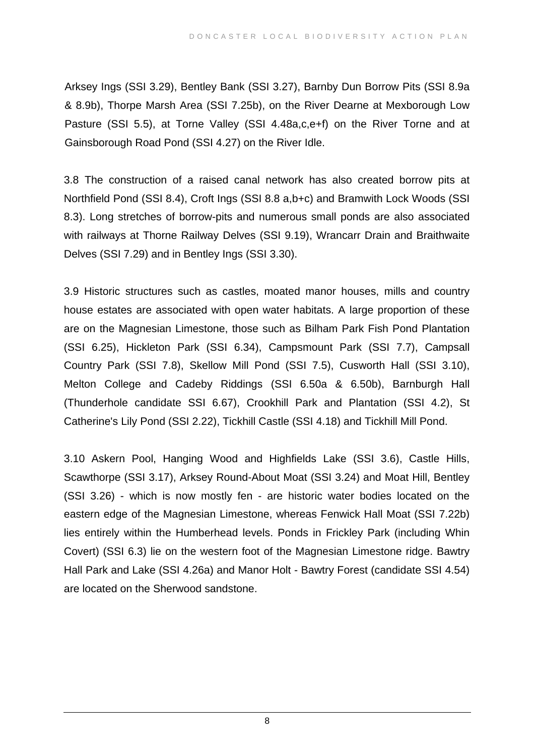Arksey Ings (SSI 3.29), Bentley Bank (SSI 3.27), Barnby Dun Borrow Pits (SSI 8.9a & 8.9b), Thorpe Marsh Area (SSI 7.25b), on the River Dearne at Mexborough Low Pasture (SSI 5.5), at Torne Valley (SSI 4.48a,c,e+f) on the River Torne and at Gainsborough Road Pond (SSI 4.27) on the River Idle.

3.8 The construction of a raised canal network has also created borrow pits at Northfield Pond (SSI 8.4), Croft Ings (SSI 8.8 a,b+c) and Bramwith Lock Woods (SSI 8.3). Long stretches of borrow-pits and numerous small ponds are also associated with railways at Thorne Railway Delves (SSI 9.19), Wrancarr Drain and Braithwaite Delves (SSI 7.29) and in Bentley Ings (SSI 3.30).

3.9 Historic structures such as castles, moated manor houses, mills and country house estates are associated with open water habitats. A large proportion of these are on the Magnesian Limestone, those such as Bilham Park Fish Pond Plantation (SSI 6.25), Hickleton Park (SSI 6.34), Campsmount Park (SSI 7.7), Campsall Country Park (SSI 7.8), Skellow Mill Pond (SSI 7.5), Cusworth Hall (SSI 3.10), Melton College and Cadeby Riddings (SSI 6.50a & 6.50b), Barnburgh Hall (Thunderhole candidate SSI 6.67), Crookhill Park and Plantation (SSI 4.2), St Catherine's Lily Pond (SSI 2.22), Tickhill Castle (SSI 4.18) and Tickhill Mill Pond.

3.10 Askern Pool, Hanging Wood and Highfields Lake (SSI 3.6), Castle Hills, Scawthorpe (SSI 3.17), Arksey Round-About Moat (SSI 3.24) and Moat Hill, Bentley (SSI 3.26) - which is now mostly fen - are historic water bodies located on the eastern edge of the Magnesian Limestone, whereas Fenwick Hall Moat (SSI 7.22b) lies entirely within the Humberhead levels. Ponds in Frickley Park (including Whin Covert) (SSI 6.3) lie on the western foot of the Magnesian Limestone ridge. Bawtry Hall Park and Lake (SSI 4.26a) and Manor Holt - Bawtry Forest (candidate SSI 4.54) are located on the Sherwood sandstone.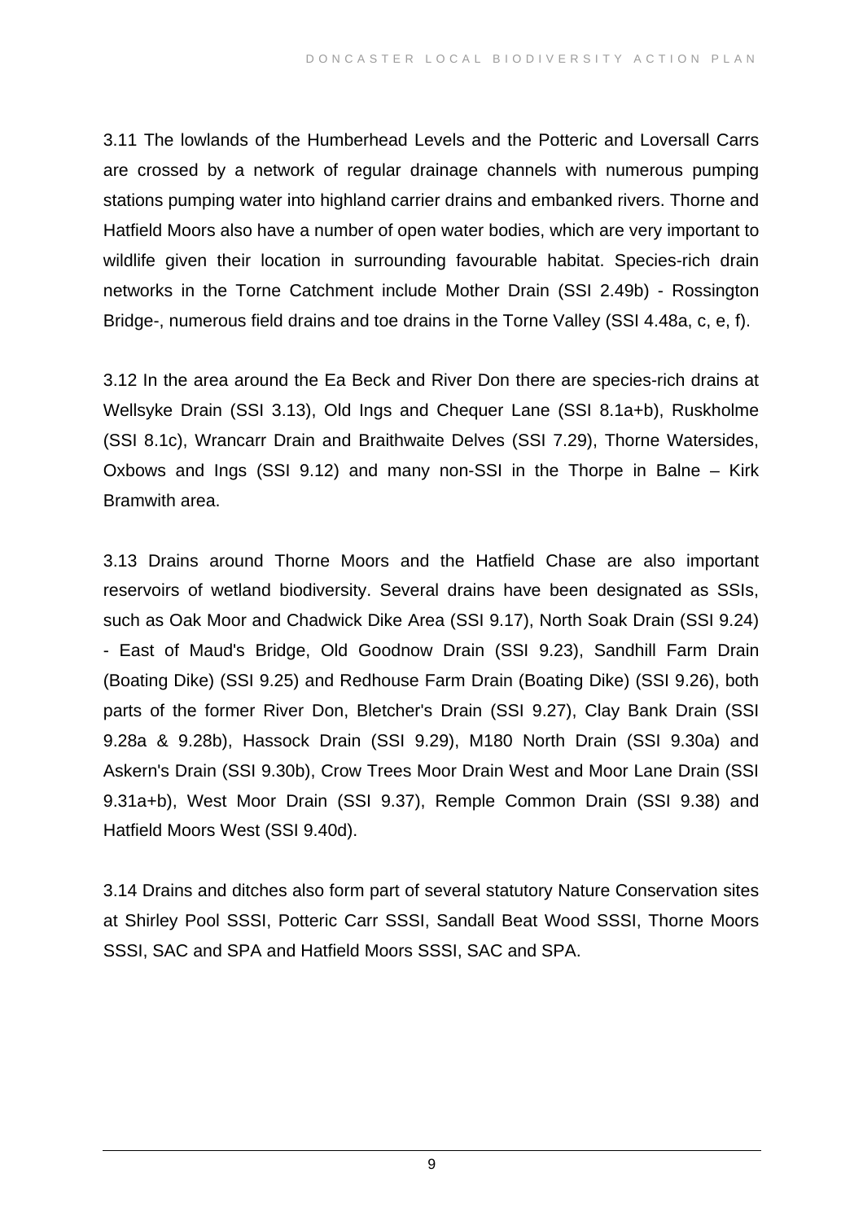3.11 The lowlands of the Humberhead Levels and the Potteric and Loversall Carrs are crossed by a network of regular drainage channels with numerous pumping stations pumping water into highland carrier drains and embanked rivers. Thorne and Hatfield Moors also have a number of open water bodies, which are very important to wildlife given their location in surrounding favourable habitat. Species-rich drain networks in the Torne Catchment include Mother Drain (SSI 2.49b) - Rossington Bridge-, numerous field drains and toe drains in the Torne Valley (SSI 4.48a, c, e, f).

3.12 In the area around the Ea Beck and River Don there are species-rich drains at Wellsyke Drain (SSI 3.13), Old Ings and Chequer Lane (SSI 8.1a+b), Ruskholme (SSI 8.1c), Wrancarr Drain and Braithwaite Delves (SSI 7.29), Thorne Watersides, Oxbows and Ings (SSI 9.12) and many non-SSI in the Thorpe in Balne – Kirk Bramwith area.

3.13 Drains around Thorne Moors and the Hatfield Chase are also important reservoirs of wetland biodiversity. Several drains have been designated as SSIs, such as Oak Moor and Chadwick Dike Area (SSI 9.17), North Soak Drain (SSI 9.24) - East of Maud's Bridge, Old Goodnow Drain (SSI 9.23), Sandhill Farm Drain (Boating Dike) (SSI 9.25) and Redhouse Farm Drain (Boating Dike) (SSI 9.26), both parts of the former River Don, Bletcher's Drain (SSI 9.27), Clay Bank Drain (SSI 9.28a & 9.28b), Hassock Drain (SSI 9.29), M180 North Drain (SSI 9.30a) and Askern's Drain (SSI 9.30b), Crow Trees Moor Drain West and Moor Lane Drain (SSI 9.31a+b), West Moor Drain (SSI 9.37), Remple Common Drain (SSI 9.38) and Hatfield Moors West (SSI 9.40d).

3.14 Drains and ditches also form part of several statutory Nature Conservation sites at Shirley Pool SSSI, Potteric Carr SSSI, Sandall Beat Wood SSSI, Thorne Moors SSSI, SAC and SPA and Hatfield Moors SSSI, SAC and SPA.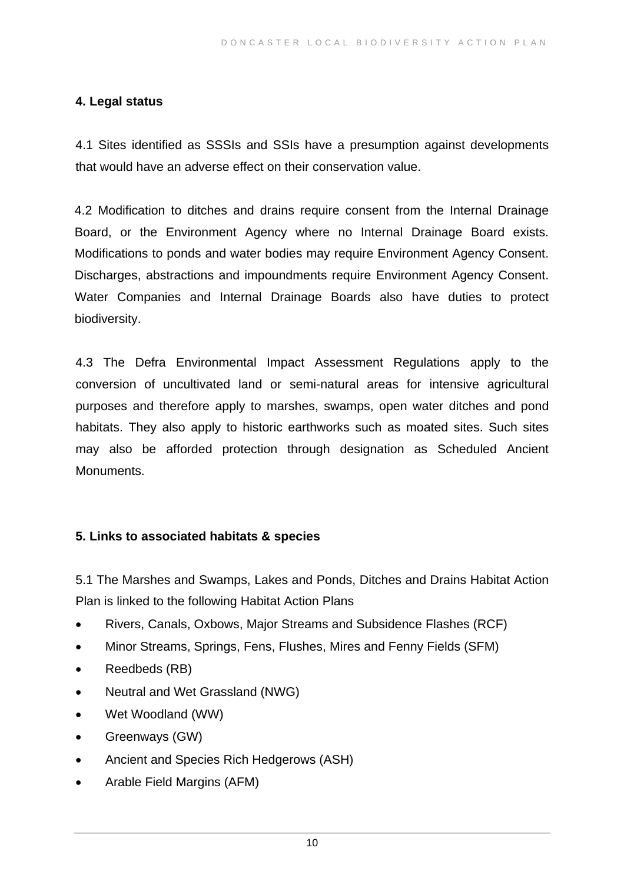## 4. Legal status

4.1 Sites identified as SSSIs and SSIs have a presumption against developments that would have an adverse effect on their conservation value.

4.2 Modification to ditches and drains require consent from the Internal Drainage Board, or the Environment Agency where no Internal Drainage Board exists. Modifications to ponds and water bodies may require Environment Agency Consent. Discharges, abstractions and impoundments require Environment Agency Consent. Water Companies and Internal Drainage Boards also have duties to protect biodiversity.

4.3 The Defra Environmental Impact Assessment Regulations apply to the conversion of uncultivated land or semi-natural areas for intensive agricultural purposes and therefore apply to marshes, swamps, open water ditches and pond habitats. They also apply to historic earthworks such as moated sites. Such sites may also be afforded protection through designation as Scheduled Ancient Monuments.

## 5. Links to associated habitats & species

5.1 The Marshes and Swamps, Lakes and Ponds, Ditches and Drains Habitat Action Plan is linked to the following Habitat Action Plans

- Rivers, Canals, Oxbows, Major Streams and Subsidence Flashes (RCF)
- Minor Streams, Springs, Fens, Flushes, Mires and Fenny Fields (SFM)
- Reedbeds (RB)
- Neutral and Wet Grassland (NWG)
- Wet Woodland (WW)
- Greenways (GW)
- Ancient and Species Rich Hedgerows (ASH)
- Arable Field Margins (AFM)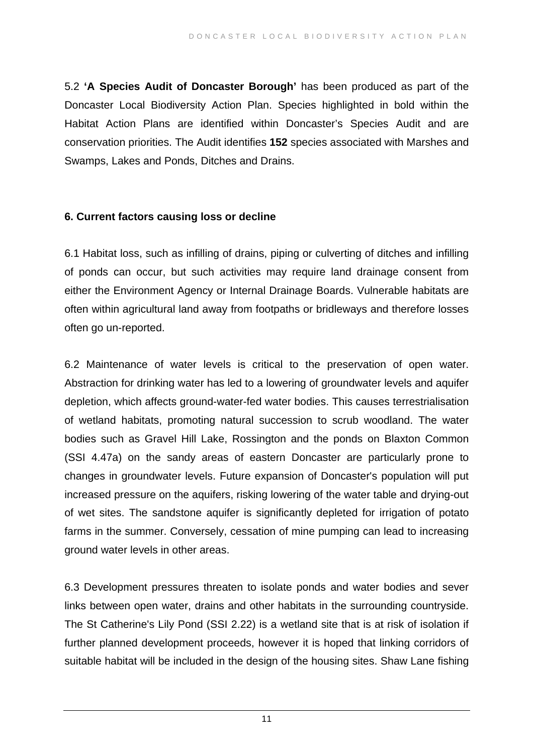5.2 **'A Species Audit of Doncaster Borough'** has been produced as part of the Doncaster Local Biodiversity Action Plan. Species highlighted in bold within the Habitat Action Plans are identified within Doncaster's Species Audit and are conservation priorities. The Audit identifies **152** species associated with Marshes and Swamps, Lakes and Ponds, Ditches and Drains.

### 6. Current factors causing loss or decline

6.1 Habitat loss, such as infilling of drains, piping or culverting of ditches and infilling of ponds can occur, but such activities may require land drainage consent from either the Environment Agency or Internal Drainage Boards. Vulnerable habitats are often within agricultural land away from footpaths or bridleways and therefore losses often go un-reported.

6.2 Maintenance of water levels is critical to the preservation of open water. Abstraction for drinking water has led to a lowering of groundwater levels and aquifer depletion, which affects ground-water-fed water bodies. This causes terrestrialisation of wetland habitats, promoting natural succession to scrub woodland. The water bodies such as Gravel Hill Lake, Rossington and the ponds on Blaxton Common (SSI 4.47a) on the sandy areas of eastern Doncaster are particularly prone to changes in groundwater levels. Future expansion of Doncaster's population will put increased pressure on the aquifers, risking lowering of the water table and drying-out of wet sites. The sandstone aquifer is significantly depleted for irrigation of potato farms in the summer. Conversely, cessation of mine pumping can lead to increasing ground water levels in other areas.

6.3 Development pressures threaten to isolate ponds and water bodies and sever links between open water, drains and other habitats in the surrounding countryside. The St Catherine's Lily Pond (SSI 2.22) is a wetland site that is at risk of isolation if further planned development proceeds, however it is hoped that linking corridors of suitable habitat will be included in the design of the housing sites. Shaw Lane fishing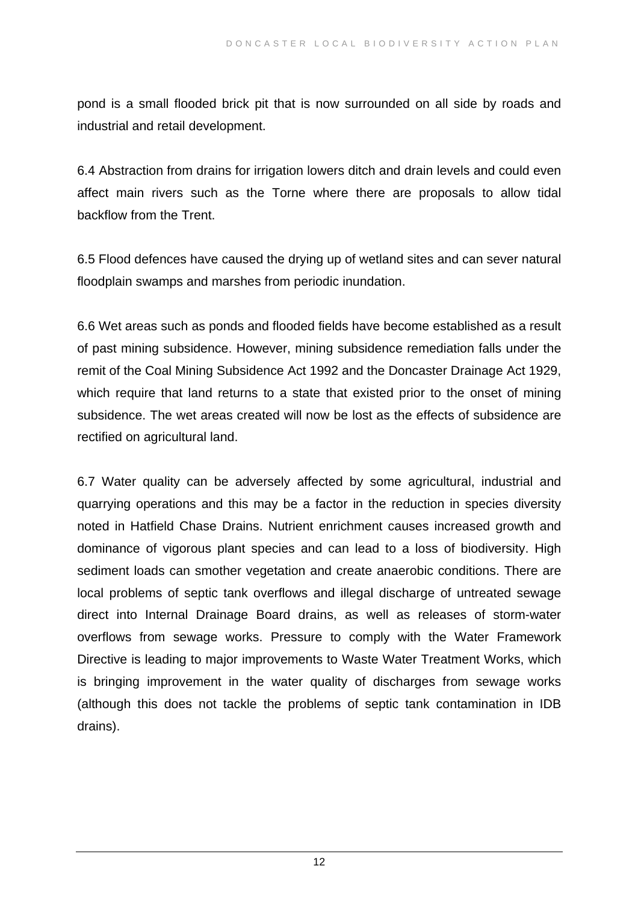pond is a small flooded brick pit that is now surrounded on all side by roads and industrial and retail development.

6.4 Abstraction from drains for irrigation lowers ditch and drain levels and could even affect main rivers such as the Torne where there are proposals to allow tidal backflow from the Trent.

6.5 Flood defences have caused the drying up of wetland sites and can sever natural floodplain swamps and marshes from periodic inundation.

6.6 Wet areas such as ponds and flooded fields have become established as a result of past mining subsidence. However, mining subsidence remediation falls under the remit of the Coal Mining Subsidence Act 1992 and the Doncaster Drainage Act 1929, which require that land returns to a state that existed prior to the onset of mining subsidence. The wet areas created will now be lost as the effects of subsidence are rectified on agricultural land.

6.7 Water quality can be adversely affected by some agricultural, industrial and quarrying operations and this may be a factor in the reduction in species diversity noted in Hatfield Chase Drains. Nutrient enrichment causes increased growth and dominance of vigorous plant species and can lead to a loss of biodiversity. High sediment loads can smother vegetation and create anaerobic conditions. There are local problems of septic tank overflows and illegal discharge of untreated sewage direct into Internal Drainage Board drains, as well as releases of storm-water overflows from sewage works. Pressure to comply with the Water Framework Directive is leading to major improvements to Waste Water Treatment Works, which is bringing improvement in the water quality of discharges from sewage works (although this does not tackle the problems of septic tank contamination in IDB drains).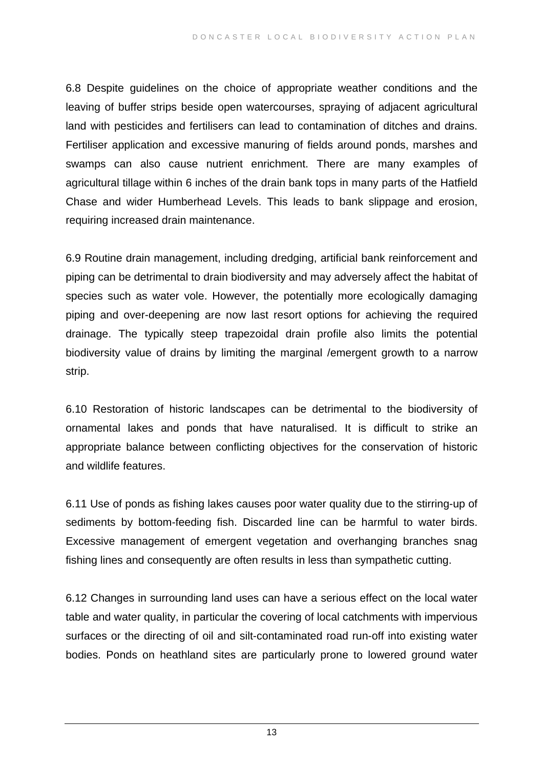6.8 Despite guidelines on the choice of appropriate weather conditions and the leaving of buffer strips beside open watercourses, spraying of adjacent agricultural land with pesticides and fertilisers can lead to contamination of ditches and drains. Fertiliser application and excessive manuring of fields around ponds, marshes and swamps can also cause nutrient enrichment. There are many examples of agricultural tillage within 6 inches of the drain bank tops in many parts of the Hatfield Chase and wider Humberhead Levels. This leads to bank slippage and erosion, requiring increased drain maintenance.

6.9 Routine drain management, including dredging, artificial bank reinforcement and piping can be detrimental to drain biodiversity and may adversely affect the habitat of species such as water vole. However, the potentially more ecologically damaging piping and over-deepening are now last resort options for achieving the required drainage. The typically steep trapezoidal drain profile also limits the potential biodiversity value of drains by limiting the marginal /emergent growth to a narrow strip.

6.10 Restoration of historic landscapes can be detrimental to the biodiversity of ornamental lakes and ponds that have naturalised. It is difficult to strike an appropriate balance between conflicting objectives for the conservation of historic and wildlife features.

6.11 Use of ponds as fishing lakes causes poor water quality due to the stirring-up of sediments by bottom-feeding fish. Discarded line can be harmful to water birds. Excessive management of emergent vegetation and overhanging branches snag fishing lines and consequently are often results in less than sympathetic cutting.

6.12 Changes in surrounding land uses can have a serious effect on the local water table and water quality, in particular the covering of local catchments with impervious surfaces or the directing of oil and silt-contaminated road run-off into existing water bodies. Ponds on heathland sites are particularly prone to lowered ground water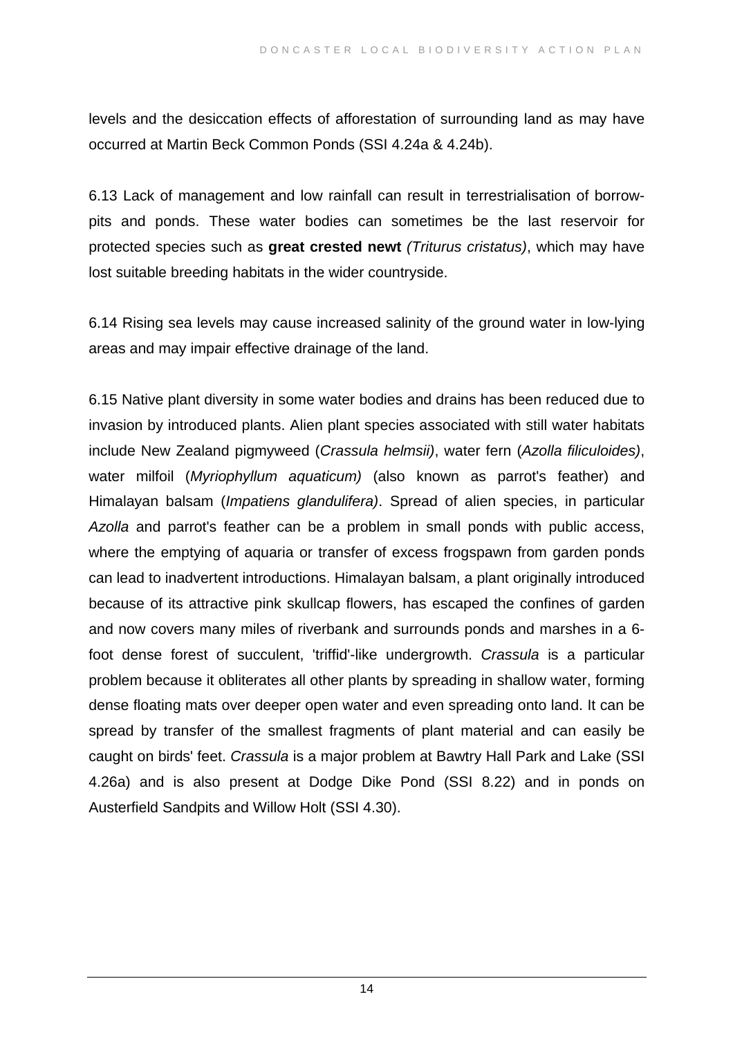levels and the desiccation effects of afforestation of surrounding land as may have occurred at Martin Beck Common Ponds (SSI 4.24a & 4.24b).

6.13 Lack of management and low rainfall can result in terrestrialisation of borrow-pits and ponds. These water bodies can sometimes be the last reservoir for protected species such as **great crested newt** *(Triturus cristatus)*, which may have lost suitable breeding habitats in the wider countryside.

6.14 Rising sea levels may cause increased salinity of the ground water in low-lying areas and may impair effective drainage of the land.

6.15 Native plant diversity in some water bodies and drains has been reduced due to invasion by introduced plants. Alien plant species associated with still water habitats include New Zealand pigmyweed (*Crassula helmsii)*, water fern (*Azolla filiculoides)*, water milfoil (*Myriophyllum aquaticum)* (also known as parrot's feather) and Himalayan balsam (*Impatiens glandulifera)*. Spread of alien species, in particular *Azolla* and parrot's feather can be a problem in small ponds with public access, where the emptying of aquaria or transfer of excess frogspawn from garden ponds can lead to inadvertent introductions. Himalayan balsam, a plant originally introduced because of its attractive pink skullcap flowers, has escaped the confines of garden and now covers many miles of riverbank and surrounds ponds and marshes in a 6-foot dense forest of succulent, 'triffid'-like undergrowth. *Crassula* is a particular problem because it obliterates all other plants by spreading in shallow water, forming dense floating mats over deeper open water and even spreading onto land. It can be spread by transfer of the smallest fragments of plant material and can easily be caught on birds' feet. *Crassula* is a major problem at Bawtry Hall Park and Lake (SSI 4.26a) and is also present at Dodge Dike Pond (SSI 8.22) and in ponds on Austerfield Sandpits and Willow Holt (SSI 4.30).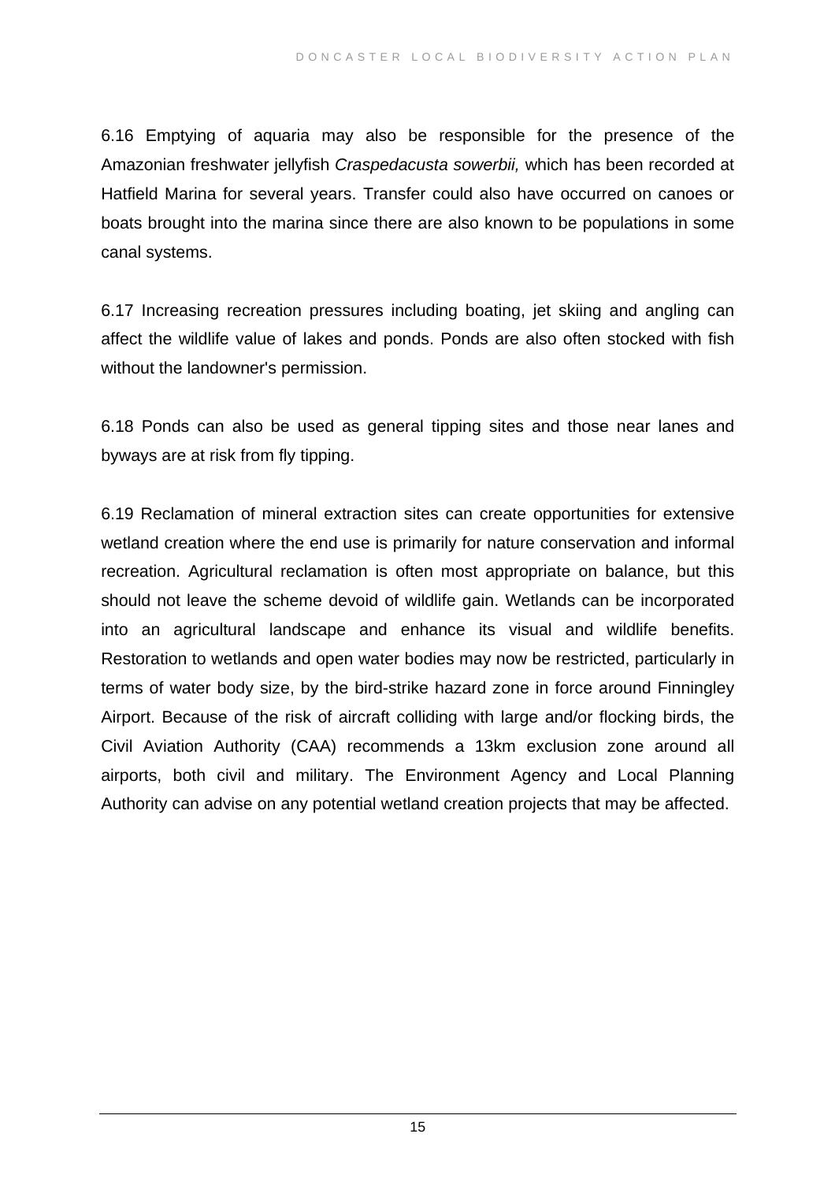6.16 Emptying of aquaria may also be responsible for the presence of the Amazonian freshwater jellyfish *Craspedacusta sowerbii,* which has been recorded at Hatfield Marina for several years. Transfer could also have occurred on canoes or boats brought into the marina since there are also known to be populations in some canal systems.

6.17 Increasing recreation pressures including boating, jet skiing and angling can affect the wildlife value of lakes and ponds. Ponds are also often stocked with fish without the landowner's permission.

6.18 Ponds can also be used as general tipping sites and those near lanes and byways are at risk from fly tipping.

6.19 Reclamation of mineral extraction sites can create opportunities for extensive wetland creation where the end use is primarily for nature conservation and informal recreation. Agricultural reclamation is often most appropriate on balance, but this should not leave the scheme devoid of wildlife gain. Wetlands can be incorporated into an agricultural landscape and enhance its visual and wildlife benefits. Restoration to wetlands and open water bodies may now be restricted, particularly in terms of water body size, by the bird-strike hazard zone in force around Finningley Airport. Because of the risk of aircraft colliding with large and/or flocking birds, the Civil Aviation Authority (CAA) recommends a 13km exclusion zone around all airports, both civil and military. The Environment Agency and Local Planning Authority can advise on any potential wetland creation projects that may be affected.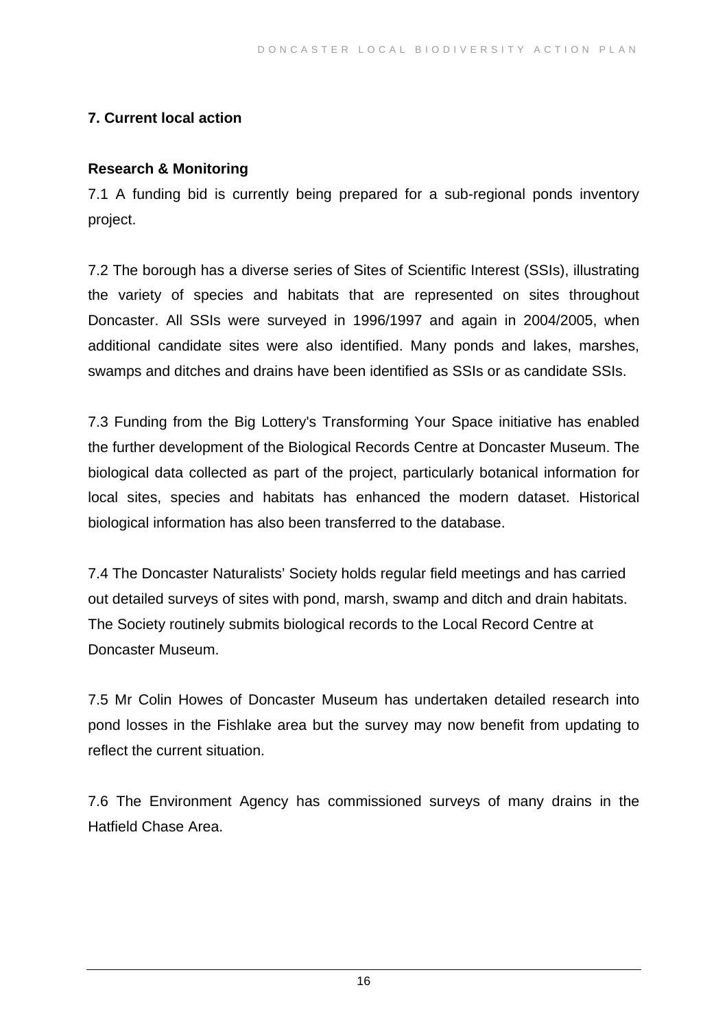## 7. Current local action

### Research & Monitoring

7.1 A funding bid is currently being prepared for a sub-regional ponds inventory project.

7.2 The borough has a diverse series of Sites of Scientific Interest (SSIs), illustrating the variety of species and habitats that are represented on sites throughout Doncaster. All SSIs were surveyed in 1996/1997 and again in 2004/2005, when additional candidate sites were also identified. Many ponds and lakes, marshes, swamps and ditches and drains have been identified as SSIs or as candidate SSIs.

7.3 Funding from the Big Lottery's Transforming Your Space initiative has enabled the further development of the Biological Records Centre at Doncaster Museum. The biological data collected as part of the project, particularly botanical information for local sites, species and habitats has enhanced the modern dataset. Historical biological information has also been transferred to the database.

7.4 The Doncaster Naturalists' Society holds regular field meetings and has carried out detailed surveys of sites with pond, marsh, swamp and ditch and drain habitats. The Society routinely submits biological records to the Local Record Centre at Doncaster Museum.

7.5 Mr Colin Howes of Doncaster Museum has undertaken detailed research into pond losses in the Fishlake area but the survey may now benefit from updating to reflect the current situation.

7.6 The Environment Agency has commissioned surveys of many drains in the Hatfield Chase Area.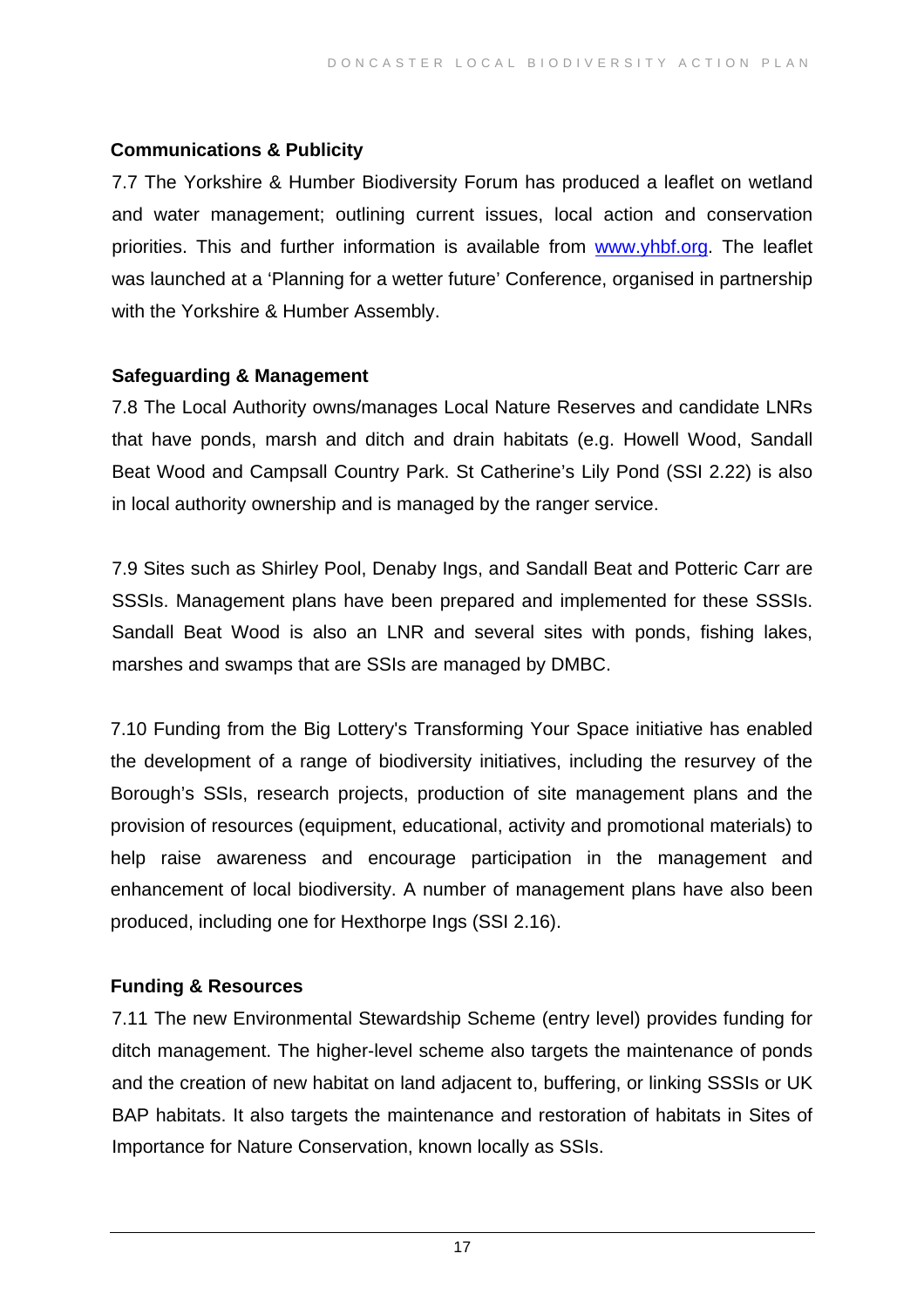### Communications & Publicity

7.7 The Yorkshire & Humber Biodiversity Forum has produced a leaflet on wetland and water management; outlining current issues, local action and conservation priorities. This and further information is available from www.yhbf.org. The leaflet was launched at a 'Planning for a wetter future' Conference, organised in partnership with the Yorkshire & Humber Assembly.

### Safeguarding & Management

7.8 The Local Authority owns/manages Local Nature Reserves and candidate LNRs that have ponds, marsh and ditch and drain habitats (e.g. Howell Wood, Sandall Beat Wood and Campsall Country Park. St Catherine's Lily Pond (SSI 2.22) is also in local authority ownership and is managed by the ranger service.

7.9 Sites such as Shirley Pool, Denaby Ings, and Sandall Beat and Potteric Carr are SSSIs. Management plans have been prepared and implemented for these SSSIs. Sandall Beat Wood is also an LNR and several sites with ponds, fishing lakes, marshes and swamps that are SSIs are managed by DMBC.

7.10 Funding from the Big Lottery's Transforming Your Space initiative has enabled the development of a range of biodiversity initiatives, including the resurvey of the Borough's SSIs, research projects, production of site management plans and the provision of resources (equipment, educational, activity and promotional materials) to help raise awareness and encourage participation in the management and enhancement of local biodiversity. A number of management plans have also been produced, including one for Hexthorpe Ings (SSI 2.16).

### Funding & Resources

7.11 The new Environmental Stewardship Scheme (entry level) provides funding for ditch management. The higher-level scheme also targets the maintenance of ponds and the creation of new habitat on land adjacent to, buffering, or linking SSSIs or UK BAP habitats. It also targets the maintenance and restoration of habitats in Sites of Importance for Nature Conservation, known locally as SSIs.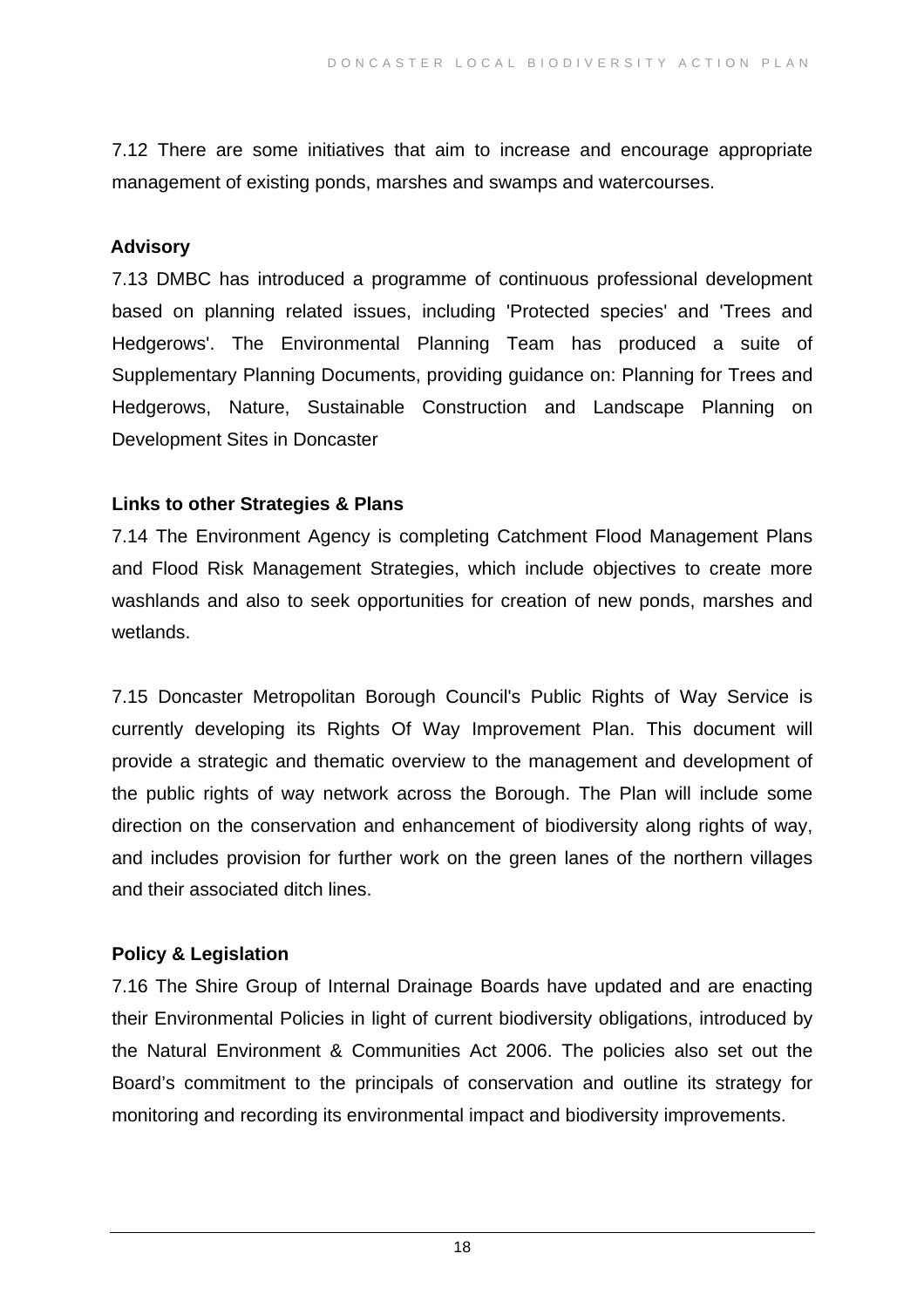7.12 There are some initiatives that aim to increase and encourage appropriate management of existing ponds, marshes and swamps and watercourses.

**Advisory**

7.13 DMBC has introduced a programme of continuous professional development based on planning related issues, including 'Protected species' and 'Trees and Hedgerows'. The Environmental Planning Team has produced a suite of Supplementary Planning Documents, providing guidance on: Planning for Trees and Hedgerows, Nature, Sustainable Construction and Landscape Planning on Development Sites in Doncaster

**Links to other Strategies & Plans**

7.14 The Environment Agency is completing Catchment Flood Management Plans and Flood Risk Management Strategies, which include objectives to create more washlands and also to seek opportunities for creation of new ponds, marshes and wetlands.

7.15 Doncaster Metropolitan Borough Council's Public Rights of Way Service is currently developing its Rights Of Way Improvement Plan. This document will provide a strategic and thematic overview to the management and development of the public rights of way network across the Borough. The Plan will include some direction on the conservation and enhancement of biodiversity along rights of way, and includes provision for further work on the green lanes of the northern villages and their associated ditch lines.

**Policy & Legislation**

7.16 The Shire Group of Internal Drainage Boards have updated and are enacting their Environmental Policies in light of current biodiversity obligations, introduced by the Natural Environment & Communities Act 2006. The policies also set out the Board's commitment to the principals of conservation and outline its strategy for monitoring and recording its environmental impact and biodiversity improvements.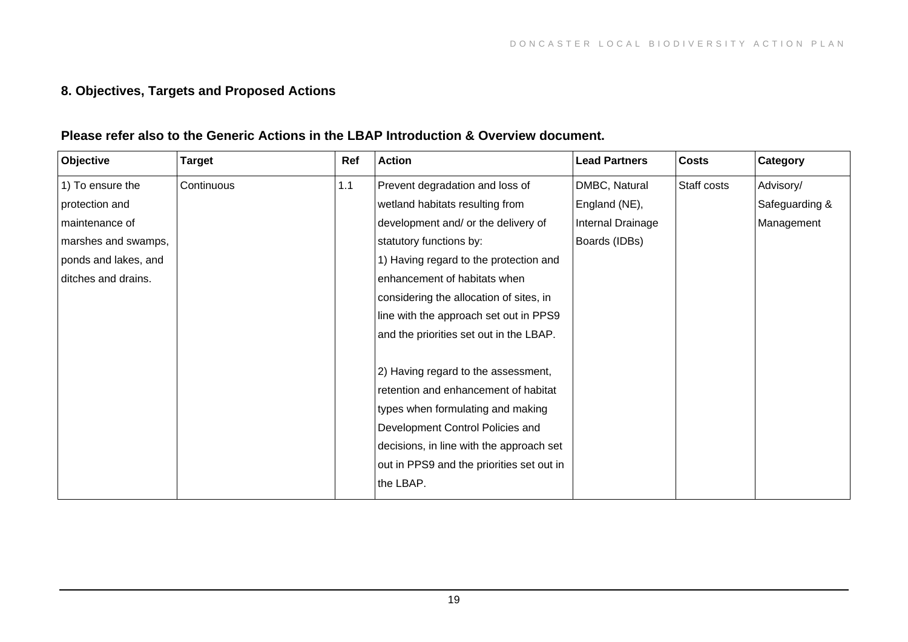## 8. Objectives, Targets and Proposed Actions

**Please refer also to the Generic Actions in the LBAP Introduction & Overview document.**

| Objective | Target | Ref | Action | Lead Partners | Costs | Category |
|---|---|---|---|---|---|---|
| 1) To ensure the protection and maintenance of marshes and swamps, ponds and lakes, and ditches and drains. | Continuous | 1.1 | Prevent degradation and loss of wetland habitats resulting from development and/ or the delivery of statutory functions by:<br>1) Having regard to the protection and enhancement of habitats when considering the allocation of sites, in line with the approach set out in PPS9 and the priorities set out in the LBAP.<br><br>2) Having regard to the assessment, retention and enhancement of habitat types when formulating and making Development Control Policies and decisions, in line with the approach set out in PPS9 and the priorities set out in the LBAP. | DMBC, Natural England (NE), Internal Drainage Boards (IDBs) | Staff costs | Advisory/ Safeguarding & Management |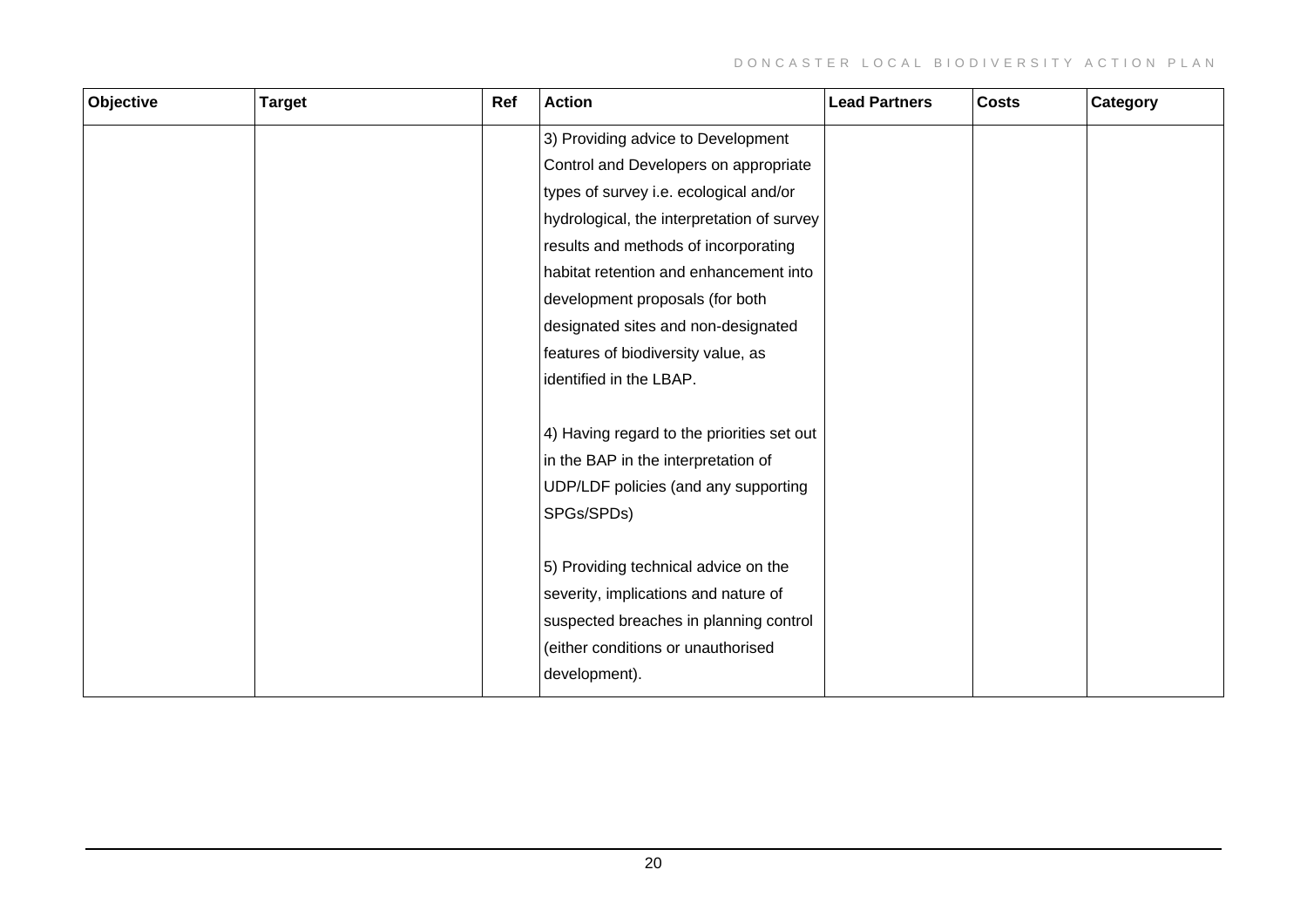| Objective | Target | Ref | Action | Lead Partners | Costs | Category |
|---|---|---|---|---|---|---|
| | | | 3) Providing advice to Development Control and Developers on appropriate types of survey i.e. ecological and/or hydrological, the interpretation of survey results and methods of incorporating habitat retention and enhancement into development proposals (for both designated sites and non-designated features of biodiversity value, as identified in the LBAP.<br><br>4) Having regard to the priorities set out in the BAP in the interpretation of UDP/LDF policies (and any supporting SPGs/SPDs)<br><br>5) Providing technical advice on the severity, implications and nature of suspected breaches in planning control (either conditions or unauthorised development). | | | |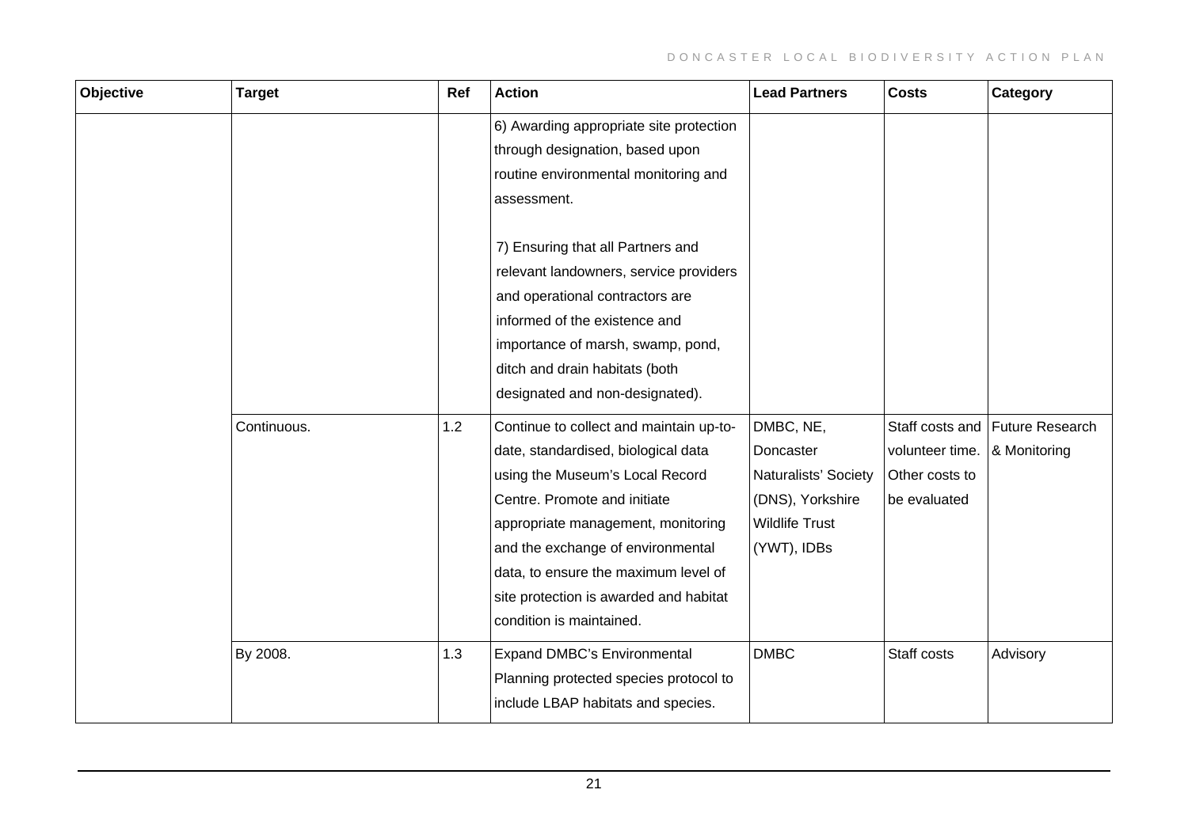| Objective | Target | Ref | Action | Lead Partners | Costs | Category |
|---|---|---|---|---|---|---|
| | | | 6) Awarding appropriate site protection through designation, based upon routine environmental monitoring and assessment.<br><br>7) Ensuring that all Partners and relevant landowners, service providers and operational contractors are informed of the existence and importance of marsh, swamp, pond, ditch and drain habitats (both designated and non-designated). | | | |
| | Continuous. | 1.2 | Continue to collect and maintain up-to-date, standardised, biological data using the Museum's Local Record Centre. Promote and initiate appropriate management, monitoring and the exchange of environmental data, to ensure the maximum level of site protection is awarded and habitat condition is maintained. | DMBC, NE, Doncaster Naturalists' Society (DNS), Yorkshire Wildlife Trust (YWT), IDBs | Staff costs and volunteer time. Other costs to be evaluated | Future Research & Monitoring |
| | By 2008. | 1.3 | Expand DMBC's Environmental Planning protected species protocol to include LBAP habitats and species. | DMBC | Staff costs | Advisory |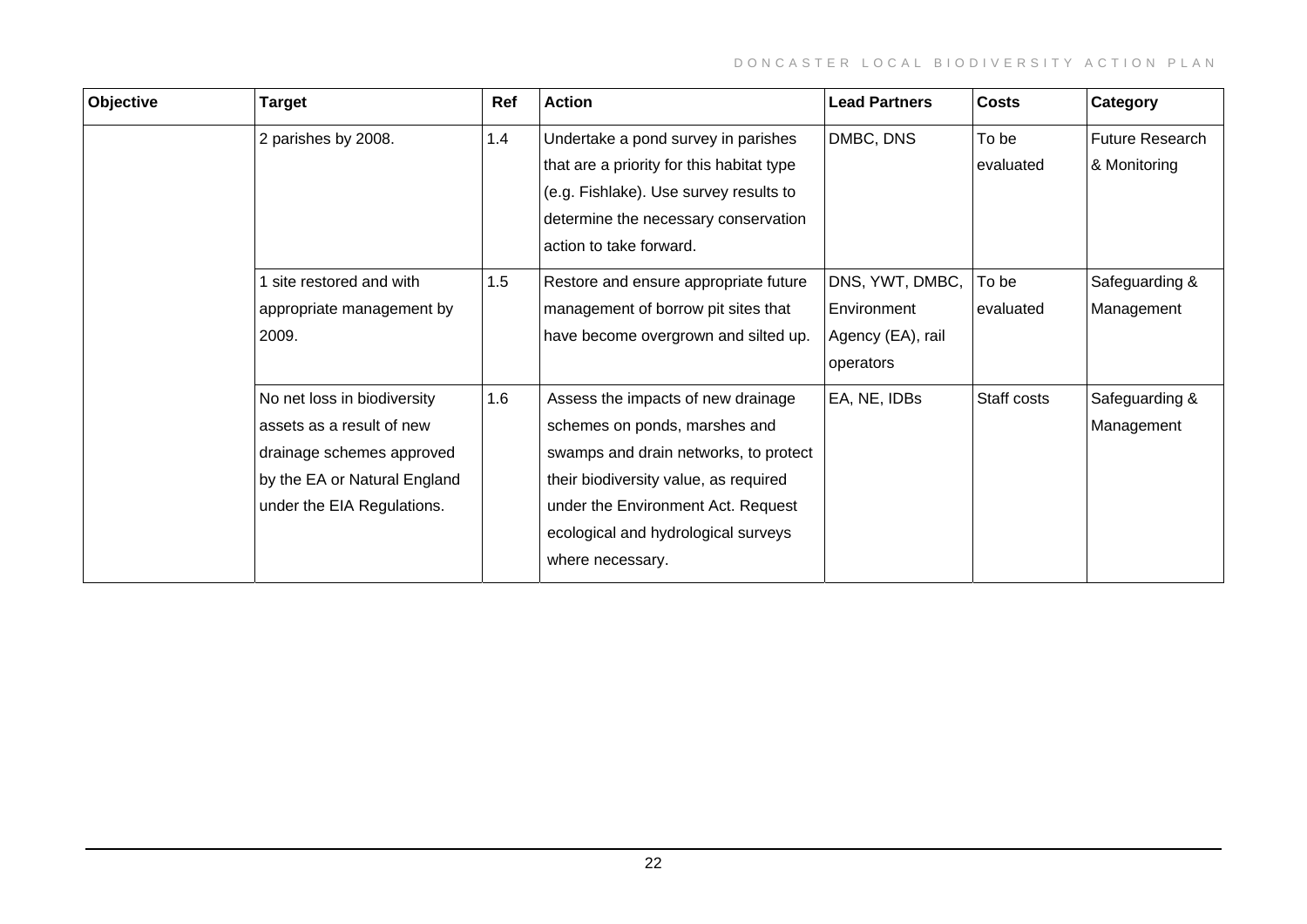| Objective | Target | Ref | Action | Lead Partners | Costs | Category |
|---|---|---|---|---|---|---|
| | 2 parishes by 2008. | 1.4 | Undertake a pond survey in parishes that are a priority for this habitat type (e.g. Fishlake). Use survey results to determine the necessary conservation action to take forward. | DMBC, DNS | To be evaluated | Future Research & Monitoring |
| | 1 site restored and with appropriate management by 2009. | 1.5 | Restore and ensure appropriate future management of borrow pit sites that have become overgrown and silted up. | DNS, YWT, DMBC, Environment Agency (EA), rail operators | To be evaluated | Safeguarding & Management |
| | No net loss in biodiversity assets as a result of new drainage schemes approved by the EA or Natural England under the EIA Regulations. | 1.6 | Assess the impacts of new drainage schemes on ponds, marshes and swamps and drain networks, to protect their biodiversity value, as required under the Environment Act. Request ecological and hydrological surveys where necessary. | EA, NE, IDBs | Staff costs | Safeguarding & Management |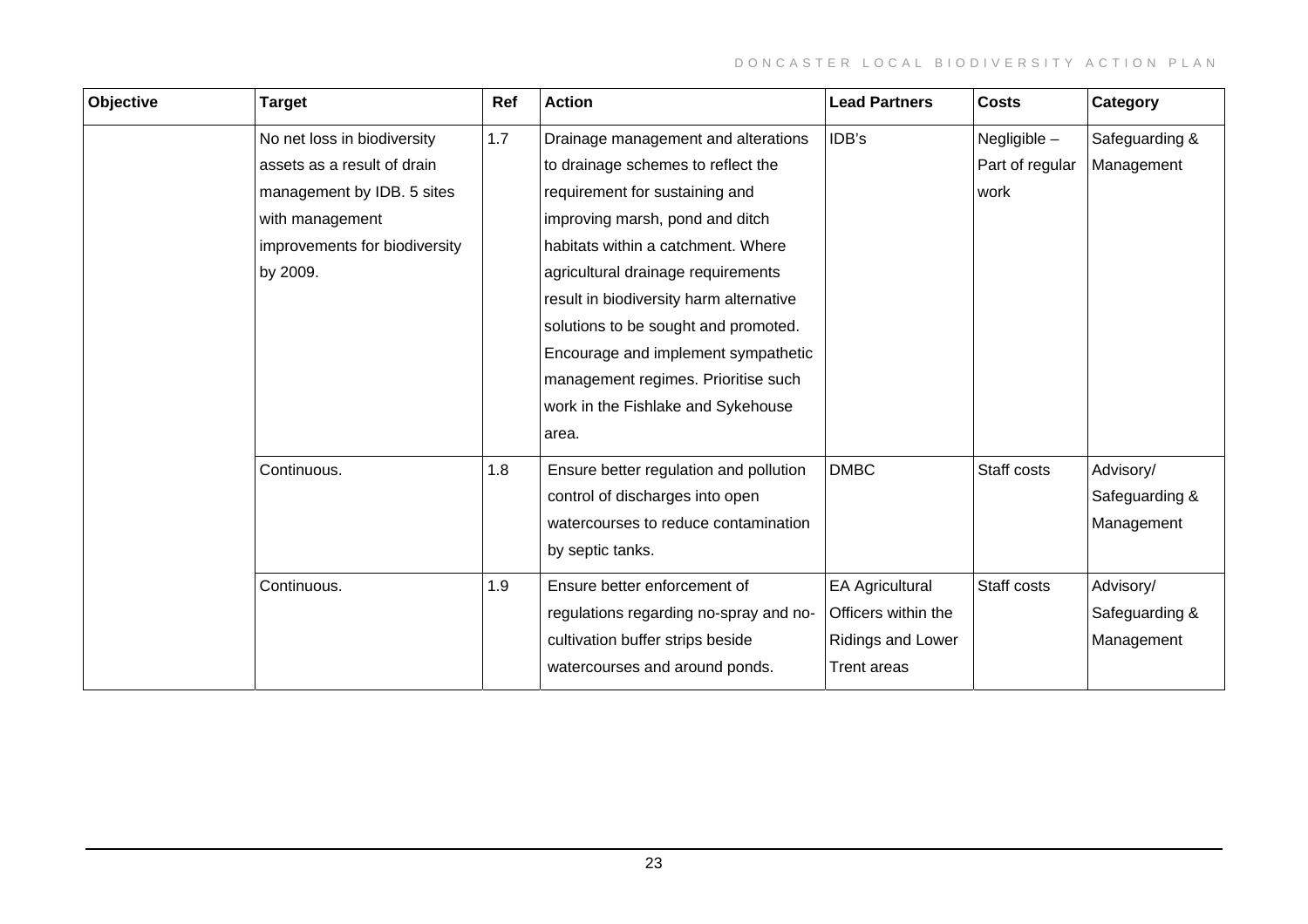| Objective | Target | Ref | Action | Lead Partners | Costs | Category |
|---|---|---|---|---|---|---|
| | No net loss in biodiversity assets as a result of drain management by IDB. 5 sites with management improvements for biodiversity by 2009. | 1.7 | Drainage management and alterations to drainage schemes to reflect the requirement for sustaining and improving marsh, pond and ditch habitats within a catchment. Where agricultural drainage requirements result in biodiversity harm alternative solutions to be sought and promoted. Encourage and implement sympathetic management regimes. Prioritise such work in the Fishlake and Sykehouse area. | IDB's | Negligible – Part of regular work | Safeguarding & Management |
| | Continuous. | 1.8 | Ensure better regulation and pollution control of discharges into open watercourses to reduce contamination by septic tanks. | DMBC | Staff costs | Advisory/ Safeguarding & Management |
| | Continuous. | 1.9 | Ensure better enforcement of regulations regarding no-spray and no-cultivation buffer strips beside watercourses and around ponds. | EA Agricultural Officers within the Ridings and Lower Trent areas | Staff costs | Advisory/ Safeguarding & Management |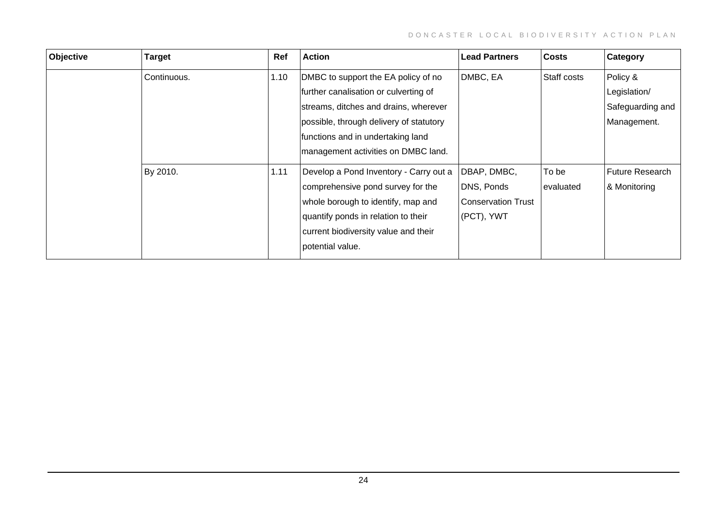| Objective | Target | Ref | Action | Lead Partners | Costs | Category |
|---|---|---|---|---|---|---|
| | Continuous. | 1.10 | DMBC to support the EA policy of no further canalisation or culverting of streams, ditches and drains, wherever possible, through delivery of statutory functions and in undertaking land management activities on DMBC land. | DMBC, EA | Staff costs | Policy & Legislation/ Safeguarding and Management. |
| | By 2010. | 1.11 | Develop a Pond Inventory - Carry out a comprehensive pond survey for the whole borough to identify, map and quantify ponds in relation to their current biodiversity value and their potential value. | DBAP, DMBC, DNS, Ponds Conservation Trust (PCT), YWT | To be evaluated | Future Research & Monitoring |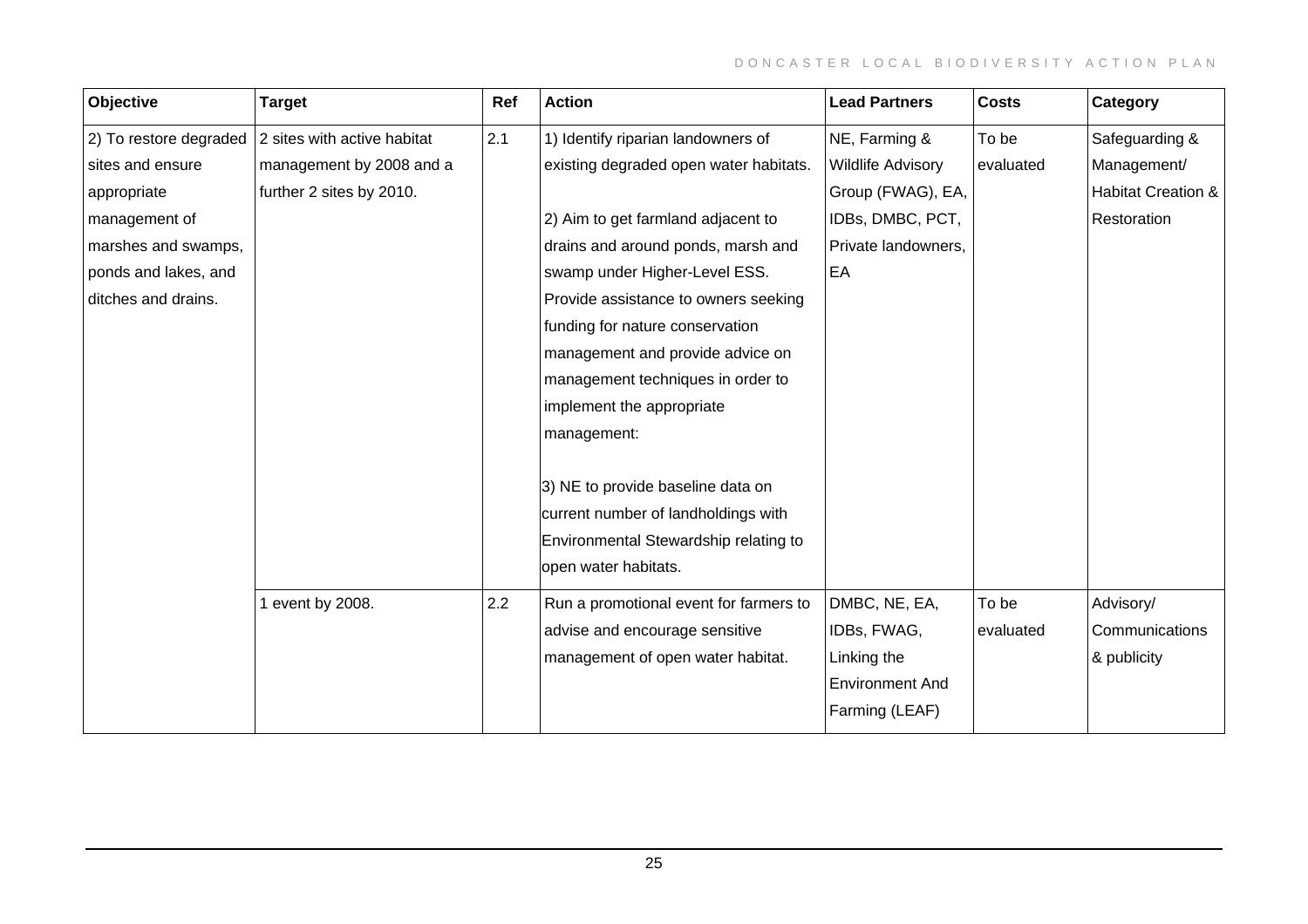| Objective | Target | Ref | Action | Lead Partners | Costs | Category |
|---|---|---|---|---|---|---|
| 2) To restore degraded sites and ensure appropriate management of marshes and swamps, ponds and lakes, and ditches and drains. | 2 sites with active habitat management by 2008 and a further 2 sites by 2010. | 2.1 | 1) Identify riparian landowners of existing degraded open water habitats.<br><br>2) Aim to get farmland adjacent to drains and around ponds, marsh and swamp under Higher-Level ESS. Provide assistance to owners seeking funding for nature conservation management and provide advice on management techniques in order to implement the appropriate management:<br><br>3) NE to provide baseline data on current number of landholdings with Environmental Stewardship relating to open water habitats. | NE, Farming & Wildlife Advisory Group (FWAG), EA, IDBs, DMBC, PCT, Private landowners, EA | To be evaluated | Safeguarding & Management/ Habitat Creation & Restoration |
| | 1 event by 2008. | 2.2 | Run a promotional event for farmers to advise and encourage sensitive management of open water habitat. | DMBC, NE, EA, IDBs, FWAG, Linking the Environment And Farming (LEAF) | To be evaluated | Advisory/ Communications & publicity |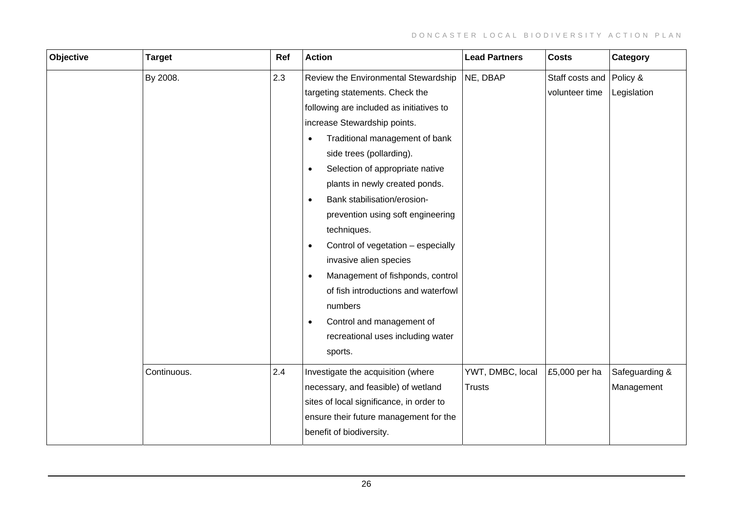| Objective | Target | Ref | Action | Lead Partners | Costs | Category |
|---|---|---|---|---|---|---|
| | By 2008. | 2.3 | Review the Environmental Stewardship targeting statements. Check the following are included as initiatives to increase Stewardship points.<br>• Traditional management of bank side trees (pollarding).<br>• Selection of appropriate native plants in newly created ponds.<br>• Bank stabilisation/erosion-prevention using soft engineering techniques.<br>• Control of vegetation – especially invasive alien species<br>• Management of fishponds, control of fish introductions and waterfowl numbers<br>• Control and management of recreational uses including water sports. | NE, DBAP | Staff costs and volunteer time | Policy & Legislation |
| | Continuous. | 2.4 | Investigate the acquisition (where necessary, and feasible) of wetland sites of local significance, in order to ensure their future management for the benefit of biodiversity. | YWT, DMBC, local Trusts | £5,000 per ha | Safeguarding & Management |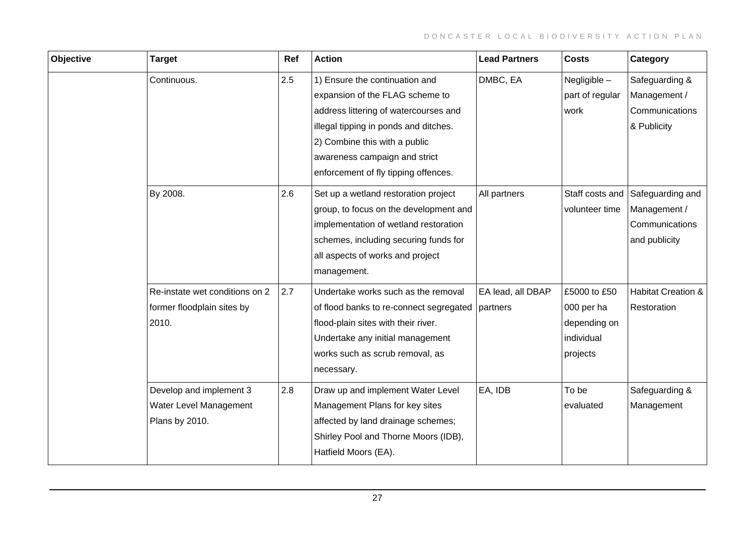| Objective | Target | Ref | Action | Lead Partners | Costs | Category |
|---|---|---|---|---|---|---|
| | Continuous. | 2.5 | 1) Ensure the continuation and expansion of the FLAG scheme to address littering of watercourses and illegal tipping in ponds and ditches. 2) Combine this with a public awareness campaign and strict enforcement of fly tipping offences. | DMBC, EA | Negligible – part of regular work | Safeguarding & Management / Communications & Publicity |
| | By 2008. | 2.6 | Set up a wetland restoration project group, to focus on the development and implementation of wetland restoration schemes, including securing funds for all aspects of works and project management. | All partners | Staff costs and volunteer time | Safeguarding and Management / Communications and publicity |
| | Re-instate wet conditions on 2 former floodplain sites by 2010. | 2.7 | Undertake works such as the removal of flood banks to re-connect segregated flood-plain sites with their river. Undertake any initial management works such as scrub removal, as necessary. | EA lead, all DBAP partners | £5000 to £50 000 per ha depending on individual projects | Habitat Creation & Restoration |
| | Develop and implement 3 Water Level Management Plans by 2010. | 2.8 | Draw up and implement Water Level Management Plans for key sites affected by land drainage schemes; Shirley Pool and Thorne Moors (IDB), Hatfield Moors (EA). | EA, IDB | To be evaluated | Safeguarding & Management |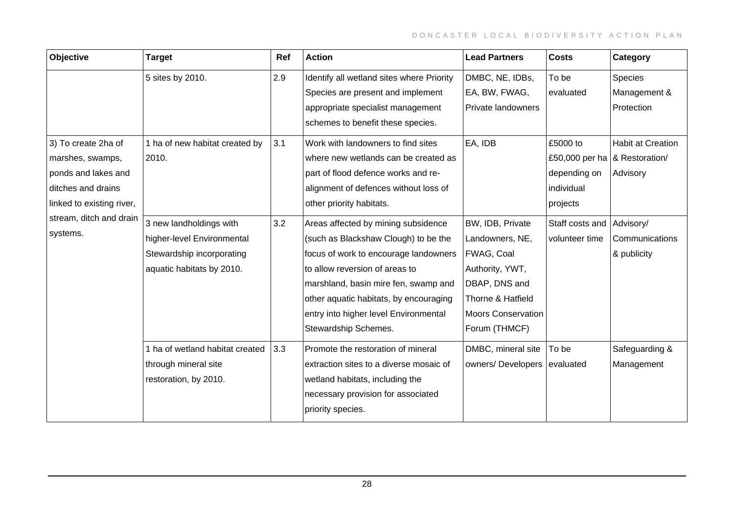| Objective | Target | Ref | Action | Lead Partners | Costs | Category |
|---|---|---|---|---|---|---|
| | 5 sites by 2010. | 2.9 | Identify all wetland sites where Priority Species are present and implement appropriate specialist management schemes to benefit these species. | DMBC, NE, IDBs, EA, BW, FWAG, Private landowners | To be evaluated | Species Management & Protection |
| 3) To create 2ha of marshes, swamps, ponds and lakes and ditches and drains linked to existing river, stream, ditch and drain systems. | 1 ha of new habitat created by 2010. | 3.1 | Work with landowners to find sites where new wetlands can be created as part of flood defence works and re-alignment of defences without loss of other priority habitats. | EA, IDB | £5000 to £50,000 per ha depending on individual projects | Habit at Creation & Restoration/ Advisory |
| | 3 new landholdings with higher-level Environmental Stewardship incorporating aquatic habitats by 2010. | 3.2 | Areas affected by mining subsidence (such as Blackshaw Clough) to be the focus of work to encourage landowners to allow reversion of areas to marshland, basin mire fen, swamp and other aquatic habitats, by encouraging entry into higher level Environmental Stewardship Schemes. | BW, IDB, Private Landowners, NE, FWAG, Coal Authority, YWT, DBAP, DNS and Thorne & Hatfield Moors Conservation Forum (THMCF) | Staff costs and volunteer time | Advisory/ Communications & publicity |
| | 1 ha of wetland habitat created through mineral site restoration, by 2010. | 3.3 | Promote the restoration of mineral extraction sites to a diverse mosaic of wetland habitats, including the necessary provision for associated priority species. | DMBC, mineral site owners/ Developers | To be evaluated | Safeguarding & Management |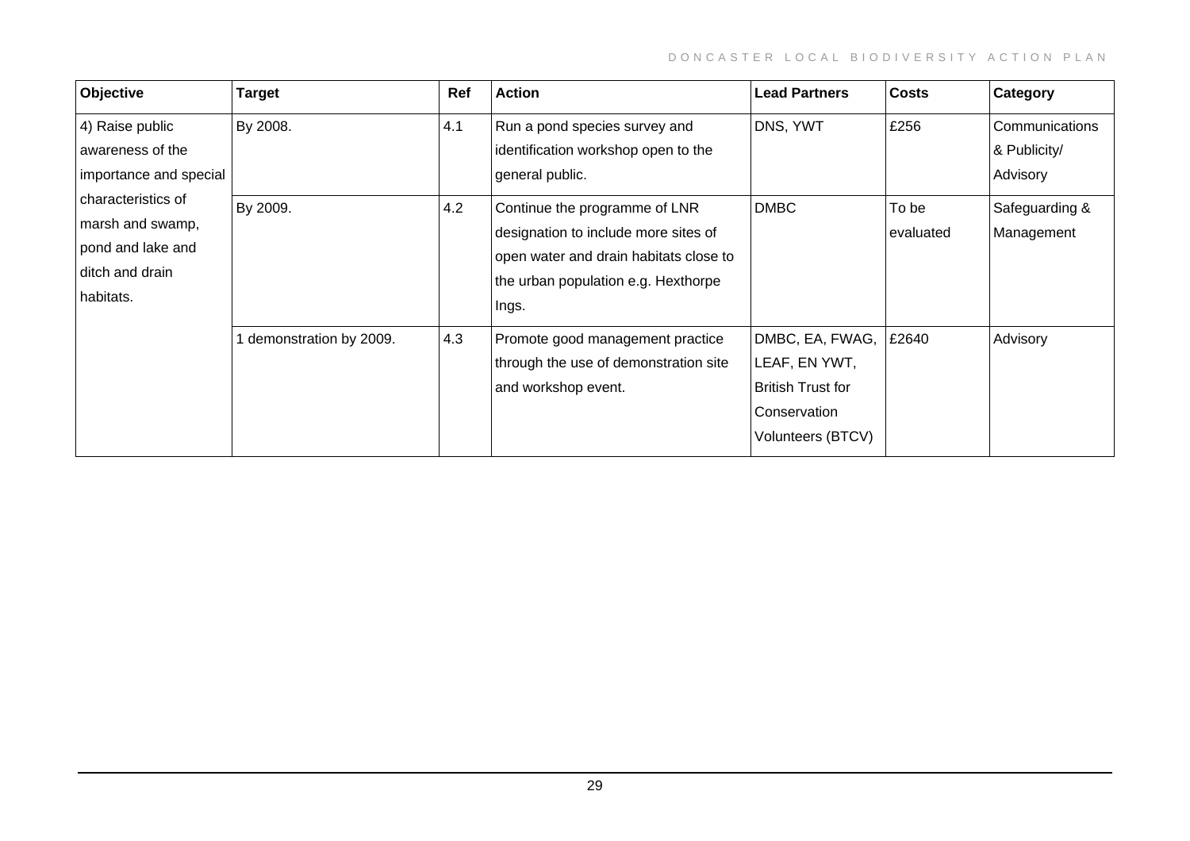| Objective | Target | Ref | Action | Lead Partners | Costs | Category |
| --- | --- | --- | --- | --- | --- | --- |
| 4) Raise public awareness of the importance and special characteristics of marsh and swamp, pond and lake and ditch and drain habitats. | By 2008. | 4.1 | Run a pond species survey and identification workshop open to the general public. | DNS, YWT | £256 | Communications & Publicity/ Advisory |
| | By 2009. | 4.2 | Continue the programme of LNR designation to include more sites of open water and drain habitats close to the urban population e.g. Hexthorpe Ings. | DMBC | To be evaluated | Safeguarding & Management |
| | 1 demonstration by 2009. | 4.3 | Promote good management practice through the use of demonstration site and workshop event. | DMBC, EA, FWAG, LEAF, EN YWT, British Trust for Conservation Volunteers (BTCV) | £2640 | Advisory |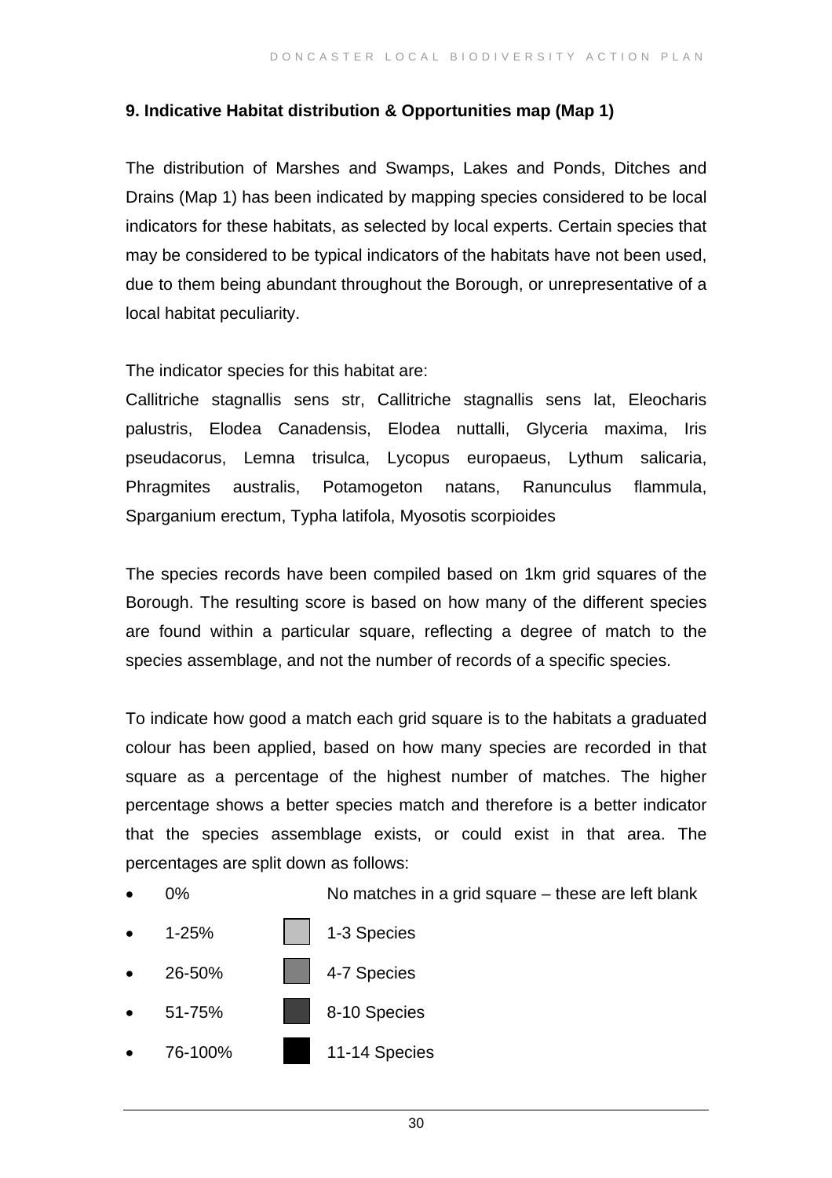### 9. Indicative Habitat distribution & Opportunities map (Map 1)

The distribution of Marshes and Swamps, Lakes and Ponds, Ditches and Drains (Map 1) has been indicated by mapping species considered to be local indicators for these habitats, as selected by local experts. Certain species that may be considered to be typical indicators of the habitats have not been used, due to them being abundant throughout the Borough, or unrepresentative of a local habitat peculiarity.

The indicator species for this habitat are:
Callitriche stagnallis sens str, Callitriche stagnallis sens lat, Eleocharis palustris, Elodea Canadensis, Elodea nuttalli, Glyceria maxima, Iris pseudacorus, Lemna trisulca, Lycopus europaeus, Lythum salicaria, Phragmites australis, Potamogeton natans, Ranunculus flammula, Sparganium erectum, Typha latifola, Myosotis scorpioides

The species records have been compiled based on 1km grid squares of the Borough. The resulting score is based on how many of the different species are found within a particular square, reflecting a degree of match to the species assemblage, and not the number of records of a specific species.

To indicate how good a match each grid square is to the habitats a graduated colour has been applied, based on how many species are recorded in that square as a percentage of the highest number of matches. The higher percentage shows a better species match and therefore is a better indicator that the species assemblage exists, or could exist in that area. The percentages are split down as follows:

- 0% No matches in a grid square – these are left blank
- 1-25% 1-3 Species
- 26-50% 4-7 Species
- 51-75% 8-10 Species
- 76-100% 11-14 Species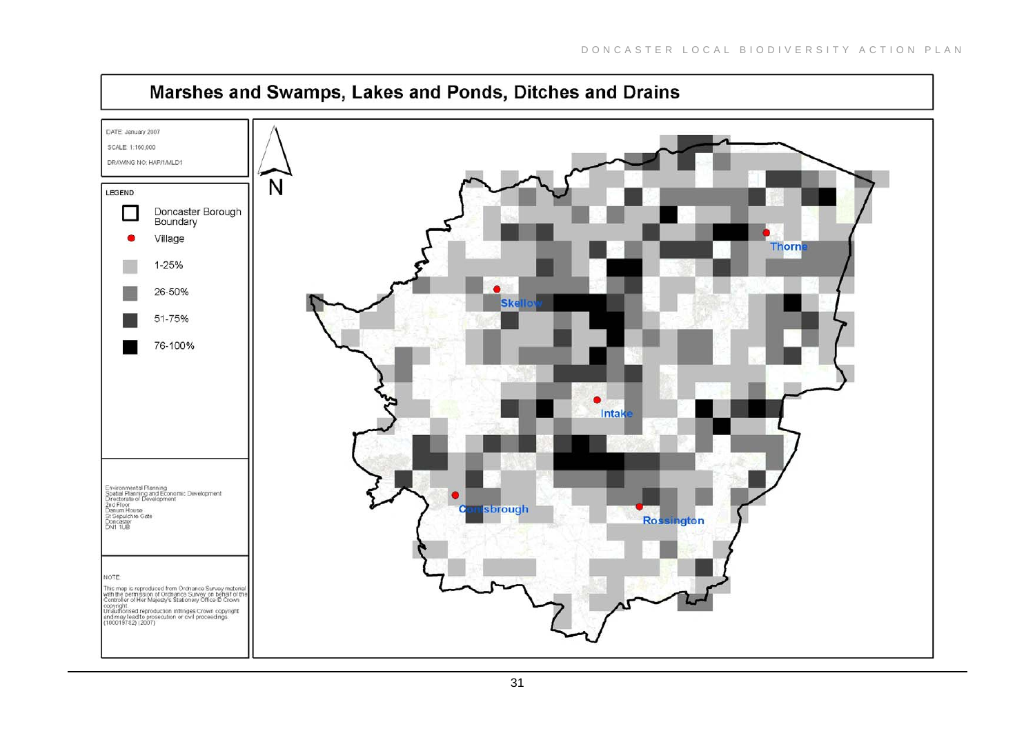# Marshes and Swamps, Lakes and Ponds, Ditches and Drains

DATE: January 2007

SCALE: 1:160,000

DRAWING NO: HAP/1/MLD1

**LEGEND**

- Doncaster Borough Boundary
- Village
- 1-25%
- 26-50%
- 51-75%
- 76-100%

N

Thorne

Skellow

Intake

Conisbrough

Rossington

Environmental Planning
Spatial Planning and Economic Development
Directorate of Development
2nd Floor
Danum House
St Sepulchre Gate
Doncaster
DN1 1UB

NOTE:
This map is reproduced from Ordnance Survey material with the permission of Ordnance Survey on behalf of the Controller of Her Majesty's Stationery Office © Crown copyright.
Unauthorised reproduction infringes Crown copyright and may lead to prosecution or civil proceedings. (100019782) (2007)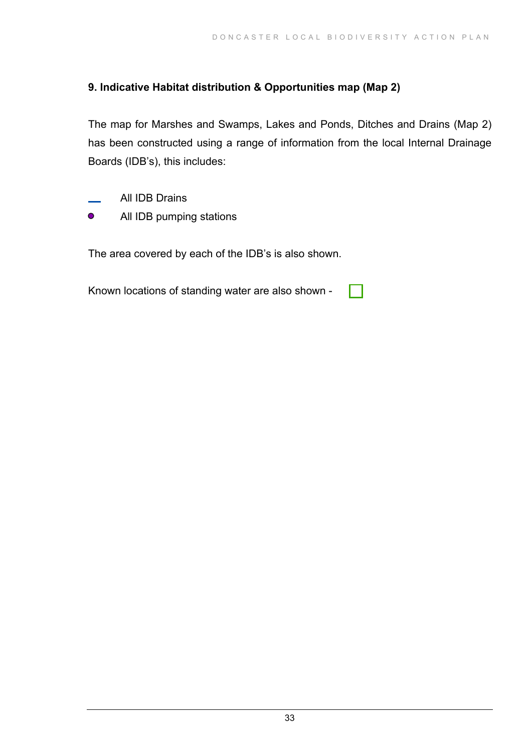## 9. Indicative Habitat distribution & Opportunities map (Map 2)

The map for Marshes and Swamps, Lakes and Ponds, Ditches and Drains (Map 2) has been constructed using a range of information from the local Internal Drainage Boards (IDB's), this includes:

- All IDB Drains
- All IDB pumping stations

The area covered by each of the IDB's is also shown.

Known locations of standing water are also shown -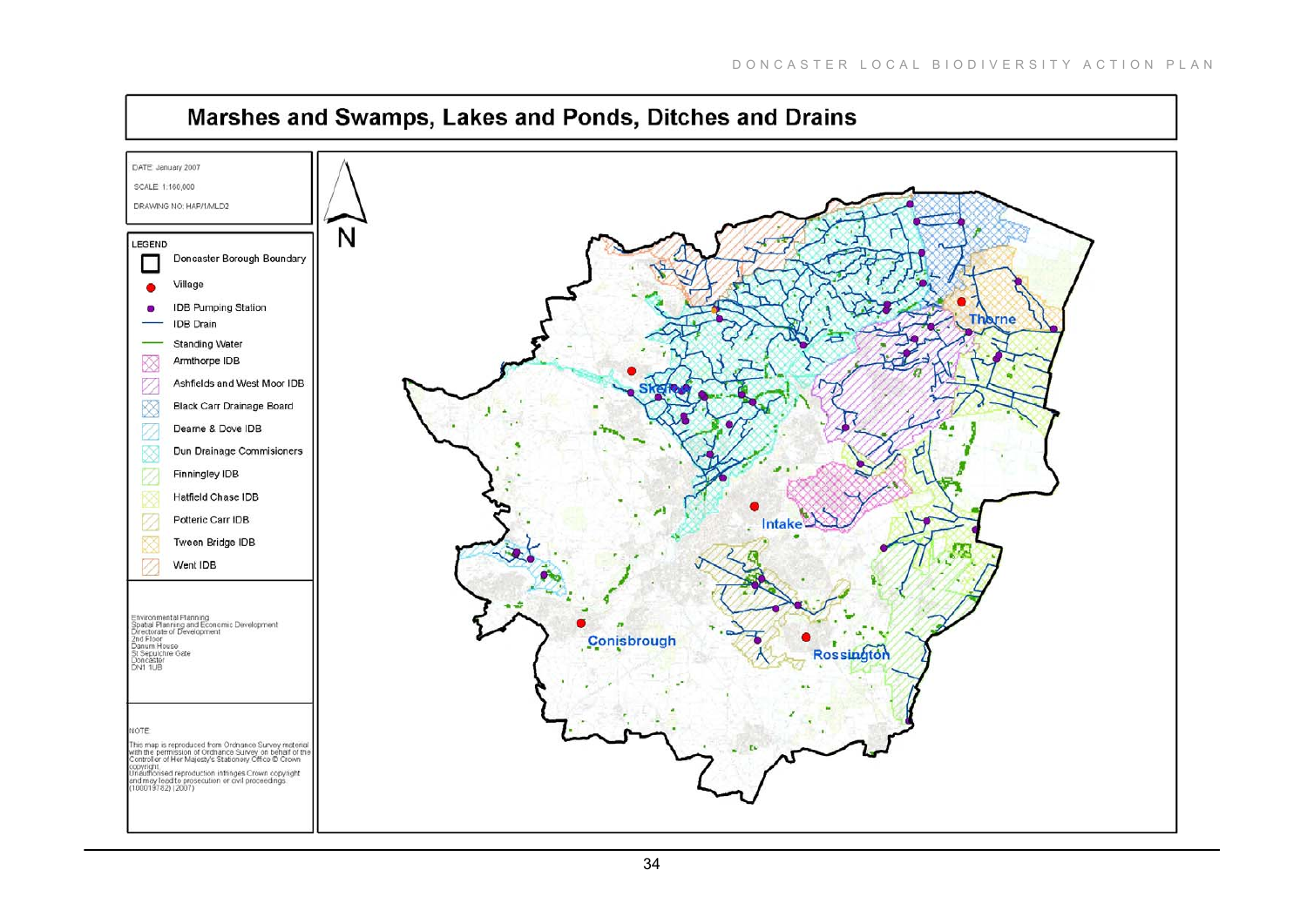# Marshes and Swamps, Lakes and Ponds, Ditches and Drains

DATE: January 2007

SCALE: 1:160,000

DRAWING NO: HAP/1/MLD2

LEGEND

- Doncaster Borough Boundary
- Village
- IDB Pumping Station
- IDB Drain
- Standing Water
- Armthorpe IDB
- Ashfields and West Moor IDB
- Black Carr Drainage Board
- Dearne & Dove IDB
- Dun Drainage Commisioners
- Finningley IDB
- Hatfield Chase IDB
- Potteric Carr IDB
- Tween Bridge IDB
- Went IDB

Environmental Planning
Spatial Planning and Economic Development
Directorate of Development
2nd Floor
Danum House
St Sepulchre Gate
Doncaster
DN1 1UB

NOTE

This map is reproduced from Ordnance Survey material with the permission of Ordnance Survey on behalf of the Controller of Her Majesty's Stationery Office © Crown copyright.
Unauthorised reproduction infringes Crown copyright and may lead to prosecution or civil proceedings. (100019782) (2007)

N

Thorne

Skellow

Intake

Conisbrough

Rossington